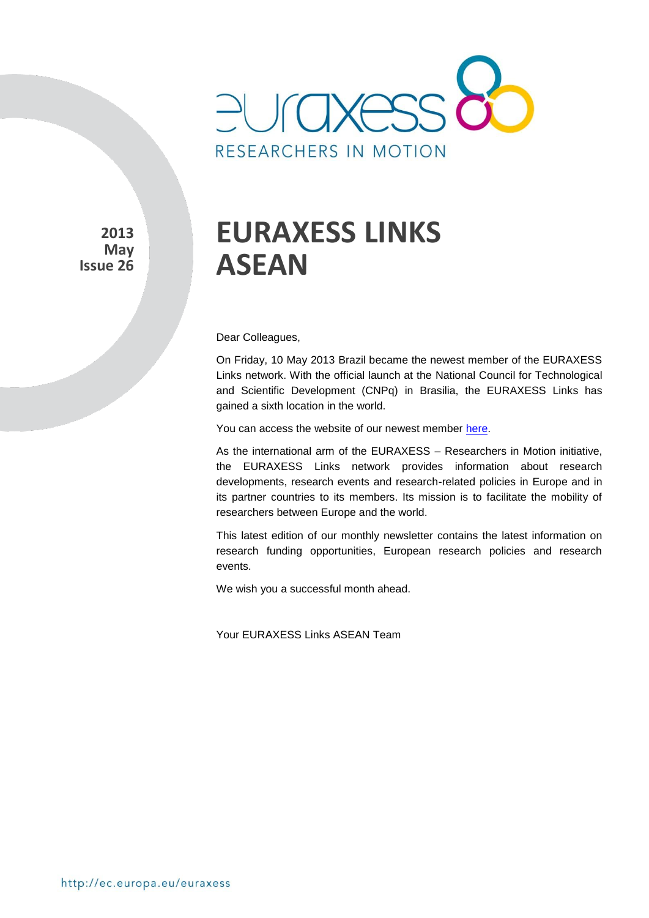euraxess

RESEARCHERS IN MOTION

**2013**
**May**
**Issue 26**

# EURAXESS LINKS ASEAN

Dear Colleagues,

On Friday, 10 May 2013 Brazil became the newest member of the EURAXESS Links network. With the official launch at the National Council for Technological and Scientific Development (CNPq) in Brasilia, the EURAXESS Links has gained a sixth location in the world.

You can access the website of our newest member here.

As the international arm of the EURAXESS – Researchers in Motion initiative, the EURAXESS Links network provides information about research developments, research events and research-related policies in Europe and in its partner countries to its members. Its mission is to facilitate the mobility of researchers between Europe and the world.

This latest edition of our monthly newsletter contains the latest information on research funding opportunities, European research policies and research events.

We wish you a successful month ahead.

Your EURAXESS Links ASEAN Team

http://ec.europa.eu/euraxess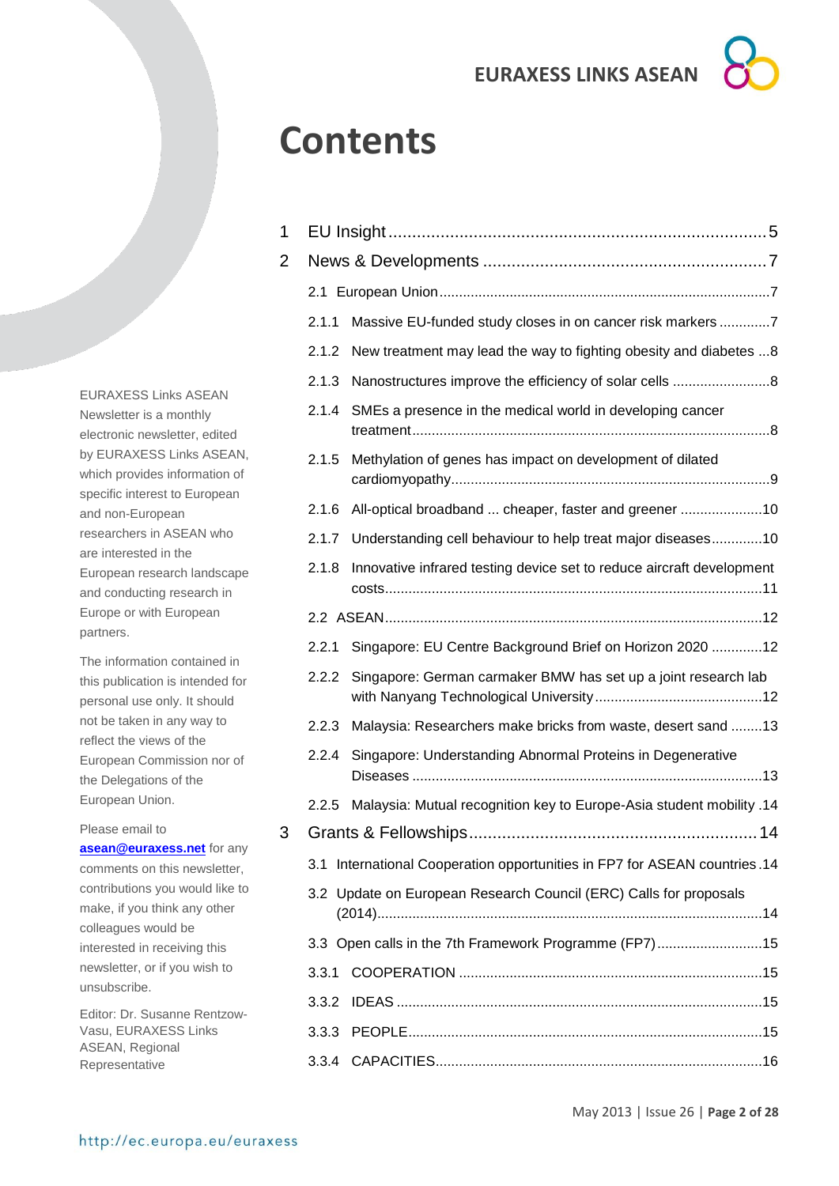# Contents

1 EU Insight ........................................................................ 5

2 News & Developments ........................................................ 7

2.1 European Union .................................................................. 7

2.1.1 Massive EU-funded study closes in on cancer risk markers ............. 7

2.1.2 New treatment may lead the way to fighting obesity and diabetes ... 8

2.1.3 Nanostructures improve the efficiency of solar cells ......................... 8

2.1.4 SMEs a presence in the medical world in developing cancer treatment ........................................................................ 8

2.1.5 Methylation of genes has impact on development of dilated cardiomyopathy ........................................................................ 9

2.1.6 All-optical broadband ... cheaper, faster and greener ..................... 10

2.1.7 Understanding cell behaviour to help treat major diseases ............. 10

2.1.8 Innovative infrared testing device set to reduce aircraft development costs ........................................................................ 11

2.2 ASEAN ........................................................................ 12

2.2.1 Singapore: EU Centre Background Brief on Horizon 2020 ............. 12

2.2.2 Singapore: German carmaker BMW has set up a joint research lab with Nanyang Technological University ........................................... 12

2.2.3 Malaysia: Researchers make bricks from waste, desert sand ........ 13

2.2.4 Singapore: Understanding Abnormal Proteins in Degenerative Diseases ........................................................................ 13

2.2.5 Malaysia: Mutual recognition key to Europe-Asia student mobility . 14

3 Grants & Fellowships ........................................................ 14

3.1 International Cooperation opportunities in FP7 for ASEAN countries . 14

3.2 Update on European Research Council (ERC) Calls for proposals (2014) ........................................................................ 14

3.3 Open calls in the 7th Framework Programme (FP7) ........................... 15

3.3.1 COOPERATION ........................................................................ 15

3.3.2 IDEAS ........................................................................ 15

3.3.3 PEOPLE ........................................................................ 15

3.3.4 CAPACITIES ........................................................................ 16

EURAXESS Links ASEAN Newsletter is a monthly electronic newsletter, edited by EURAXESS Links ASEAN, which provides information of specific interest to European and non-European researchers in ASEAN who are interested in the European research landscape and conducting research in Europe or with European partners.

The information contained in this publication is intended for personal use only. It should not be taken in any way to reflect the views of the European Commission nor of the Delegations of the European Union.

Please email to **asean@euraxess.net** for any comments on this newsletter, contributions you would like to make, if you think any other colleagues would be interested in receiving this newsletter, or if you wish to unsubscribe.

Editor: Dr. Susanne Rentzow-Vasu, EURAXESS Links ASEAN, Regional Representative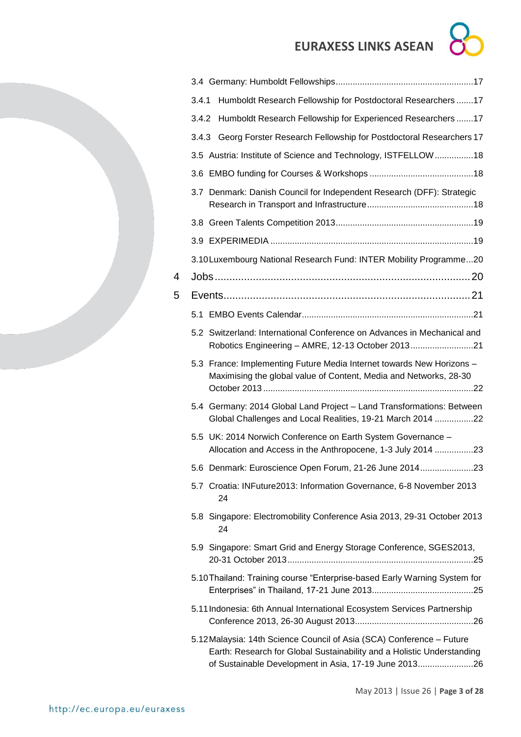- 3.4 Germany: Humboldt Fellowships ........................................................ 17
  - 3.4.1 Humboldt Research Fellowship for Postdoctoral Researchers ....... 17
  - 3.4.2 Humboldt Research Fellowship for Experienced Researchers ....... 17
  - 3.4.3 Georg Forster Research Fellowship for Postdoctoral Researchers 17
- 3.5 Austria: Institute of Science and Technology, ISTFELLOW ................ 18
- 3.6 EMBO funding for Courses & Workshops ........................................... 18
- 3.7 Denmark: Danish Council for Independent Research (DFF): Strategic Research in Transport and Infrastructure ............................................ 18
- 3.8 Green Talents Competition 2013 ........................................................ 19
- 3.9 EXPERIMEDIA ................................................................................... 19
- 3.10 Luxembourg National Research Fund: INTER Mobility Programme ... 20

4 Jobs ........................................................................................ 20

5 Events .................................................................................... 21

- 5.1 EMBO Events Calendar ...................................................................... 21
- 5.2 Switzerland: International Conference on Advances in Mechanical and Robotics Engineering – AMRE, 12-13 October 2013 .......................... 21
- 5.3 France: Implementing Future Media Internet towards New Horizons – Maximising the global value of Content, Media and Networks, 28-30 October 2013 ...................................................................................... 22
- 5.4 Germany: 2014 Global Land Project – Land Transformations: Between Global Challenges and Local Realities, 19-21 March 2014 ................ 22
- 5.5 UK: 2014 Norwich Conference on Earth System Governance – Allocation and Access in the Anthropocene, 1-3 July 2014 ................ 23
- 5.6 Denmark: Euroscience Open Forum, 21-26 June 2014 ...................... 23
- 5.7 Croatia: INFuture2013: Information Governance, 6-8 November 2013 24
- 5.8 Singapore: Electromobility Conference Asia 2013, 29-31 October 2013 24
- 5.9 Singapore: Smart Grid and Energy Storage Conference, SGES2013, 20-31 October 2013 ............................................................................ 25
- 5.10 Thailand: Training course "Enterprise-based Early Warning System for Enterprises" in Thailand, 17-21 June 2013 .......................................... 25
- 5.11 Indonesia: 6th Annual International Ecosystem Services Partnership Conference 2013, 26-30 August 2013 ................................................ 26
- 5.12 Malaysia: 14th Science Council of Asia (SCA) Conference – Future Earth: Research for Global Sustainability and a Holistic Understanding of Sustainable Development in Asia, 17-19 June 2013 ....................... 26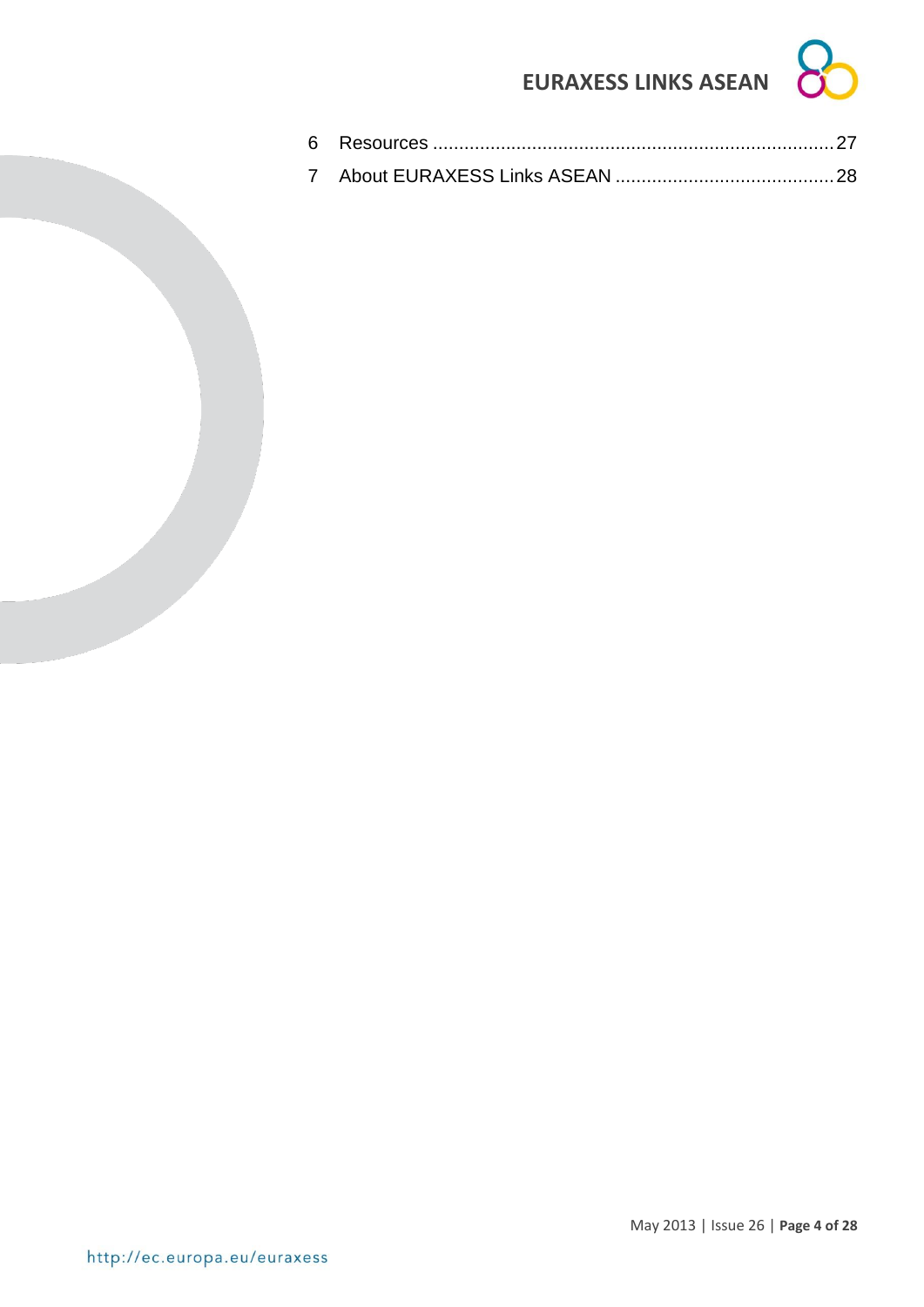6 Resources .............................................................................. 27

7 About EURAXESS Links ASEAN ........................................... 28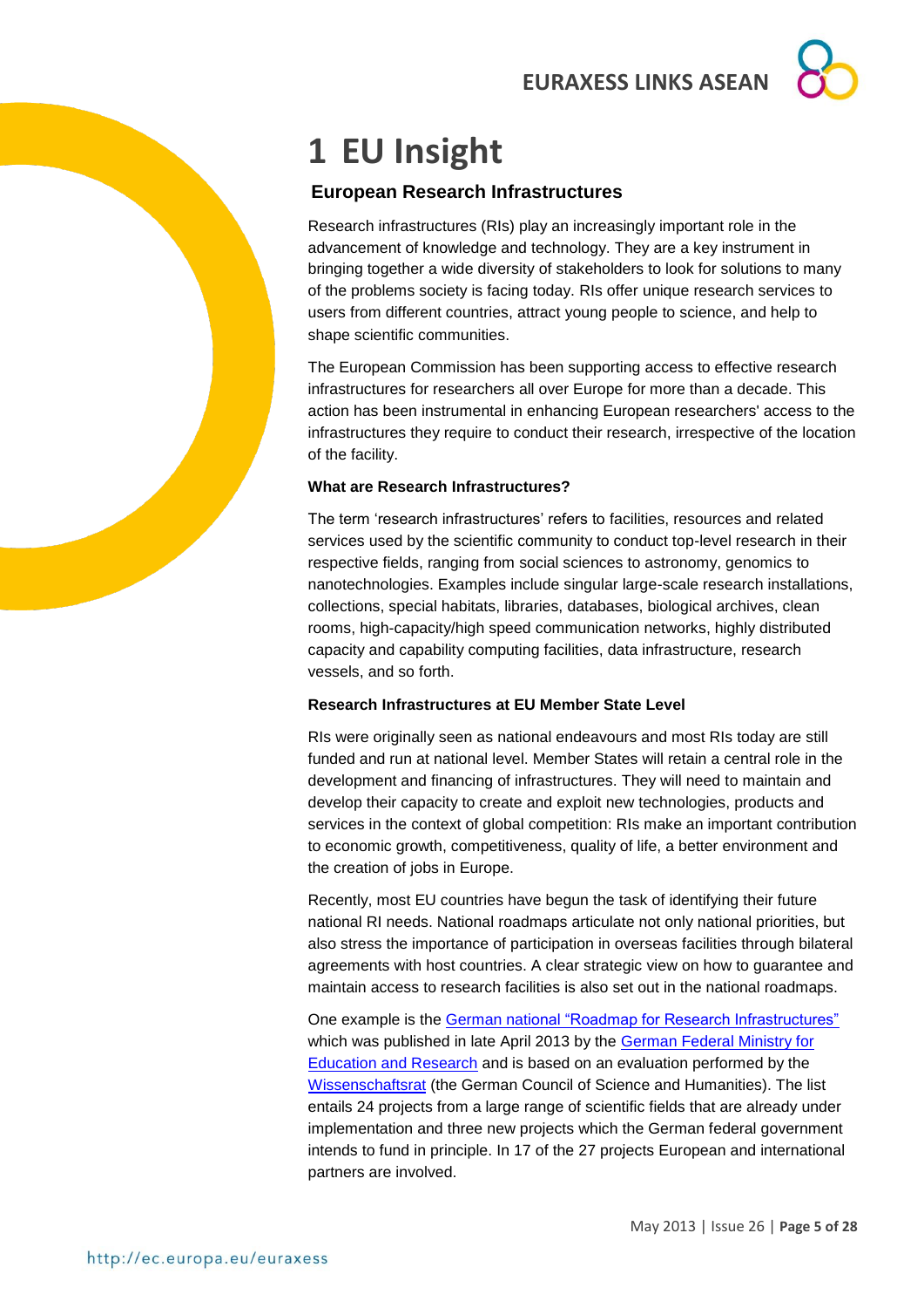# 1 EU Insight

## European Research Infrastructures

Research infrastructures (RIs) play an increasingly important role in the advancement of knowledge and technology. They are a key instrument in bringing together a wide diversity of stakeholders to look for solutions to many of the problems society is facing today. RIs offer unique research services to users from different countries, attract young people to science, and help to shape scientific communities.

The European Commission has been supporting access to effective research infrastructures for researchers all over Europe for more than a decade. This action has been instrumental in enhancing European researchers' access to the infrastructures they require to conduct their research, irrespective of the location of the facility.

### What are Research Infrastructures?

The term 'research infrastructures' refers to facilities, resources and related services used by the scientific community to conduct top-level research in their respective fields, ranging from social sciences to astronomy, genomics to nanotechnologies. Examples include singular large-scale research installations, collections, special habitats, libraries, databases, biological archives, clean rooms, high-capacity/high speed communication networks, highly distributed capacity and capability computing facilities, data infrastructure, research vessels, and so forth.

### Research Infrastructures at EU Member State Level

RIs were originally seen as national endeavours and most RIs today are still funded and run at national level. Member States will retain a central role in the development and financing of infrastructures. They will need to maintain and develop their capacity to create and exploit new technologies, products and services in the context of global competition: RIs make an important contribution to economic growth, competitiveness, quality of life, a better environment and the creation of jobs in Europe.

Recently, most EU countries have begun the task of identifying their future national RI needs. National roadmaps articulate not only national priorities, but also stress the importance of participation in overseas facilities through bilateral agreements with host countries. A clear strategic view on how to guarantee and maintain access to research facilities is also set out in the national roadmaps.

One example is the German national "Roadmap for Research Infrastructures" which was published in late April 2013 by the German Federal Ministry for Education and Research and is based on an evaluation performed by the Wissenschaftsrat (the German Council of Science and Humanities). The list entails 24 projects from a large range of scientific fields that are already under implementation and three new projects which the German federal government intends to fund in principle. In 17 of the 27 projects European and international partners are involved.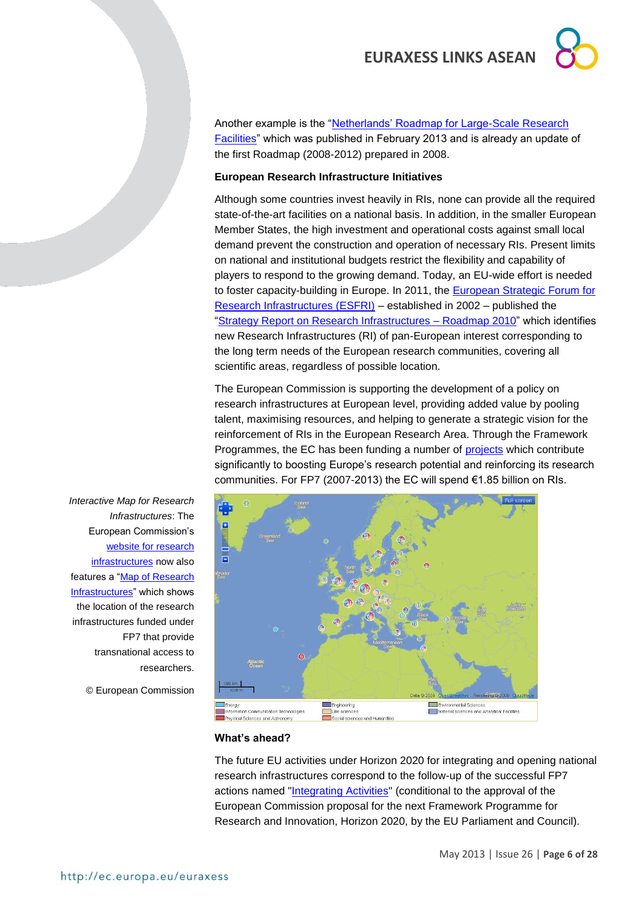Another example is the "Netherlands' Roadmap for Large-Scale Research Facilities" which was published in February 2013 and is already an update of the first Roadmap (2008-2012) prepared in 2008.

**European Research Infrastructure Initiatives**

Although some countries invest heavily in RIs, none can provide all the required state-of-the-art facilities on a national basis. In addition, in the smaller European Member States, the high investment and operational costs against small local demand prevent the construction and operation of necessary RIs. Present limits on national and institutional budgets restrict the flexibility and capability of players to respond to the growing demand. Today, an EU-wide effort is needed to foster capacity-building in Europe. In 2011, the European Strategic Forum for Research Infrastructures (ESFRI) – established in 2002 – published the "Strategy Report on Research Infrastructures – Roadmap 2010" which identifies new Research Infrastructures (RI) of pan-European interest corresponding to the long term needs of the European research communities, covering all scientific areas, regardless of possible location.

The European Commission is supporting the development of a policy on research infrastructures at European level, providing added value by pooling talent, maximising resources, and helping to generate a strategic vision for the reinforcement of RIs in the European Research Area. Through the Framework Programmes, the EC has been funding a number of projects which contribute significantly to boosting Europe's research potential and reinforcing its research communities. For FP7 (2007-2013) the EC will spend €1.85 billion on RIs.

*Interactive Map for Research Infrastructures*: The European Commission's website for research infrastructures now also features a "Map of Research Infrastructures" which shows the location of the research infrastructures funded under FP7 that provide transnational access to researchers.

© European Commission

**What's ahead?**

The future EU activities under Horizon 2020 for integrating and opening national research infrastructures correspond to the follow-up of the successful FP7 actions named "Integrating Activities" (conditional to the approval of the European Commission proposal for the next Framework Programme for Research and Innovation, Horizon 2020, by the EU Parliament and Council).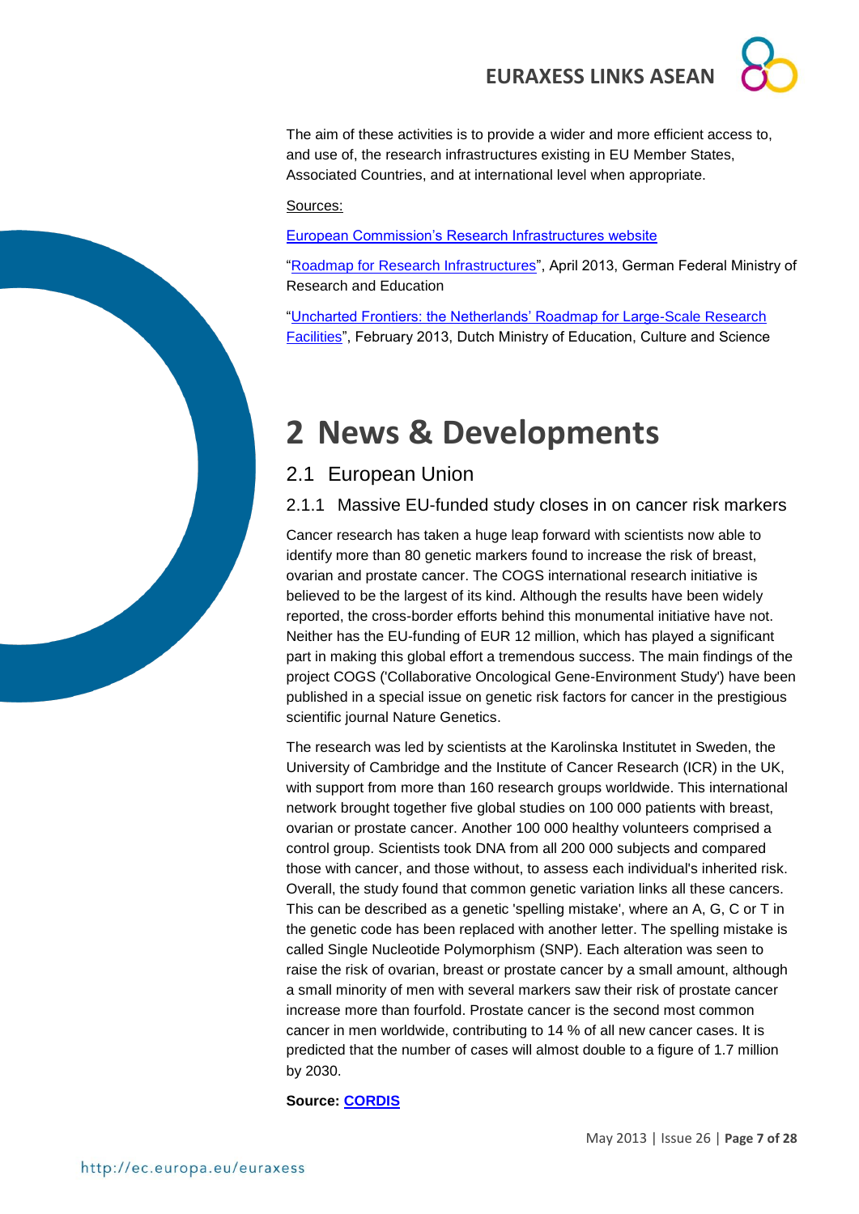The aim of these activities is to provide a wider and more efficient access to, and use of, the research infrastructures existing in EU Member States, Associated Countries, and at international level when appropriate.

Sources:

European Commission's Research Infrastructures website

"Roadmap for Research Infrastructures", April 2013, German Federal Ministry of Research and Education

"Uncharted Frontiers: the Netherlands' Roadmap for Large-Scale Research Facilities", February 2013, Dutch Ministry of Education, Culture and Science

# 2 News & Developments

## 2.1 European Union

### 2.1.1 Massive EU-funded study closes in on cancer risk markers

Cancer research has taken a huge leap forward with scientists now able to identify more than 80 genetic markers found to increase the risk of breast, ovarian and prostate cancer. The COGS international research initiative is believed to be the largest of its kind. Although the results have been widely reported, the cross-border efforts behind this monumental initiative have not. Neither has the EU-funding of EUR 12 million, which has played a significant part in making this global effort a tremendous success. The main findings of the project COGS ('Collaborative Oncological Gene-Environment Study') have been published in a special issue on genetic risk factors for cancer in the prestigious scientific journal Nature Genetics.

The research was led by scientists at the Karolinska Institutet in Sweden, the University of Cambridge and the Institute of Cancer Research (ICR) in the UK, with support from more than 160 research groups worldwide. This international network brought together five global studies on 100 000 patients with breast, ovarian or prostate cancer. Another 100 000 healthy volunteers comprised a control group. Scientists took DNA from all 200 000 subjects and compared those with cancer, and those without, to assess each individual's inherited risk. Overall, the study found that common genetic variation links all these cancers. This can be described as a genetic 'spelling mistake', where an A, G, C or T in the genetic code has been replaced with another letter. The spelling mistake is called Single Nucleotide Polymorphism (SNP). Each alteration was seen to raise the risk of ovarian, breast or prostate cancer by a small amount, although a small minority of men with several markers saw their risk of prostate cancer increase more than fourfold. Prostate cancer is the second most common cancer in men worldwide, contributing to 14 % of all new cancer cases. It is predicted that the number of cases will almost double to a figure of 1.7 million by 2030.

**Source: CORDIS**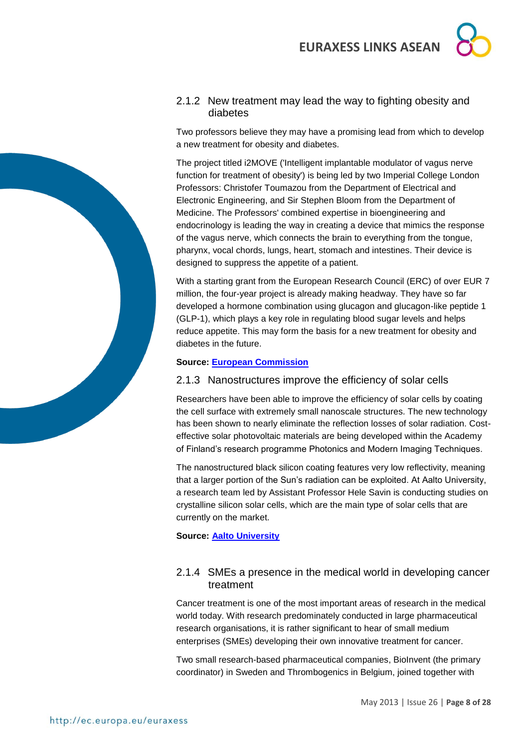### 2.1.2 New treatment may lead the way to fighting obesity and diabetes

Two professors believe they may have a promising lead from which to develop a new treatment for obesity and diabetes.

The project titled i2MOVE ('Intelligent implantable modulator of vagus nerve function for treatment of obesity') is being led by two Imperial College London Professors: Christofer Toumazou from the Department of Electrical and Electronic Engineering, and Sir Stephen Bloom from the Department of Medicine. The Professors' combined expertise in bioengineering and endocrinology is leading the way in creating a device that mimics the response of the vagus nerve, which connects the brain to everything from the tongue, pharynx, vocal chords, lungs, heart, stomach and intestines. Their device is designed to suppress the appetite of a patient.

With a starting grant from the European Research Council (ERC) of over EUR 7 million, the four-year project is already making headway. They have so far developed a hormone combination using glucagon and glucagon-like peptide 1 (GLP-1), which plays a key role in regulating blood sugar levels and helps reduce appetite. This may form the basis for a new treatment for obesity and diabetes in the future.

**Source: European Commission**

### 2.1.3 Nanostructures improve the efficiency of solar cells

Researchers have been able to improve the efficiency of solar cells by coating the cell surface with extremely small nanoscale structures. The new technology has been shown to nearly eliminate the reflection losses of solar radiation. Cost-effective solar photovoltaic materials are being developed within the Academy of Finland's research programme Photonics and Modern Imaging Techniques.

The nanostructured black silicon coating features very low reflectivity, meaning that a larger portion of the Sun's radiation can be exploited. At Aalto University, a research team led by Assistant Professor Hele Savin is conducting studies on crystalline silicon solar cells, which are the main type of solar cells that are currently on the market.

**Source: Aalto University**

### 2.1.4 SMEs a presence in the medical world in developing cancer treatment

Cancer treatment is one of the most important areas of research in the medical world today. With research predominately conducted in large pharmaceutical research organisations, it is rather significant to hear of small medium enterprises (SMEs) developing their own innovative treatment for cancer.

Two small research-based pharmaceutical companies, BioInvent (the primary coordinator) in Sweden and Thrombogenics in Belgium, joined together with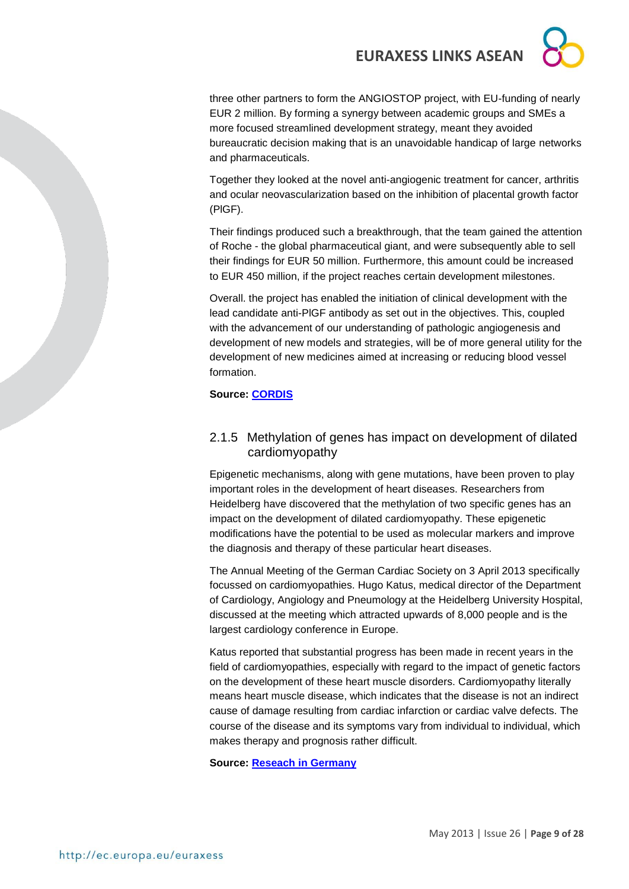three other partners to form the ANGIOSTOP project, with EU-funding of nearly EUR 2 million. By forming a synergy between academic groups and SMEs a more focused streamlined development strategy, meant they avoided bureaucratic decision making that is an unavoidable handicap of large networks and pharmaceuticals.

Together they looked at the novel anti-angiogenic treatment for cancer, arthritis and ocular neovascularization based on the inhibition of placental growth factor (PlGF).

Their findings produced such a breakthrough, that the team gained the attention of Roche - the global pharmaceutical giant, and were subsequently able to sell their findings for EUR 50 million. Furthermore, this amount could be increased to EUR 450 million, if the project reaches certain development milestones.

Overall. the project has enabled the initiation of clinical development with the lead candidate anti-PlGF antibody as set out in the objectives. This, coupled with the advancement of our understanding of pathologic angiogenesis and development of new models and strategies, will be of more general utility for the development of new medicines aimed at increasing or reducing blood vessel formation.

**Source: CORDIS**

### 2.1.5 Methylation of genes has impact on development of dilated cardiomyopathy

Epigenetic mechanisms, along with gene mutations, have been proven to play important roles in the development of heart diseases. Researchers from Heidelberg have discovered that the methylation of two specific genes has an impact on the development of dilated cardiomyopathy. These epigenetic modifications have the potential to be used as molecular markers and improve the diagnosis and therapy of these particular heart diseases.

The Annual Meeting of the German Cardiac Society on 3 April 2013 specifically focussed on cardiomyopathies. Hugo Katus, medical director of the Department of Cardiology, Angiology and Pneumology at the Heidelberg University Hospital, discussed at the meeting which attracted upwards of 8,000 people and is the largest cardiology conference in Europe.

Katus reported that substantial progress has been made in recent years in the field of cardiomyopathies, especially with regard to the impact of genetic factors on the development of these heart muscle disorders. Cardiomyopathy literally means heart muscle disease, which indicates that the disease is not an indirect cause of damage resulting from cardiac infarction or cardiac valve defects. The course of the disease and its symptoms vary from individual to individual, which makes therapy and prognosis rather difficult.

**Source: Reseach in Germany**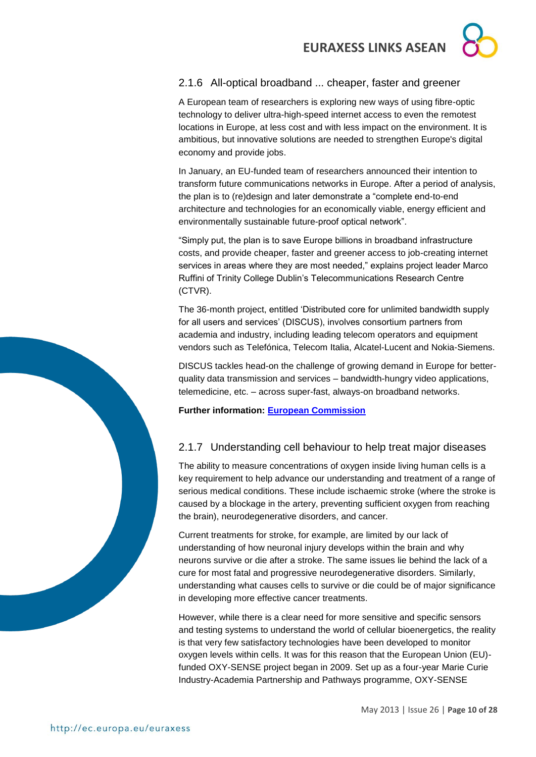### 2.1.6 All-optical broadband ... cheaper, faster and greener

A European team of researchers is exploring new ways of using fibre-optic technology to deliver ultra-high-speed internet access to even the remotest locations in Europe, at less cost and with less impact on the environment. It is ambitious, but innovative solutions are needed to strengthen Europe's digital economy and provide jobs.

In January, an EU-funded team of researchers announced their intention to transform future communications networks in Europe. After a period of analysis, the plan is to (re)design and later demonstrate a "complete end-to-end architecture and technologies for an economically viable, energy efficient and environmentally sustainable future-proof optical network".

"Simply put, the plan is to save Europe billions in broadband infrastructure costs, and provide cheaper, faster and greener access to job-creating internet services in areas where they are most needed," explains project leader Marco Ruffini of Trinity College Dublin's Telecommunications Research Centre (CTVR).

The 36-month project, entitled 'Distributed core for unlimited bandwidth supply for all users and services' (DISCUS), involves consortium partners from academia and industry, including leading telecom operators and equipment vendors such as Telefónica, Telecom Italia, Alcatel-Lucent and Nokia-Siemens.

DISCUS tackles head-on the challenge of growing demand in Europe for better-quality data transmission and services – bandwidth-hungry video applications, telemedicine, etc. – across super-fast, always-on broadband networks.

**Further information: European Commission**

### 2.1.7 Understanding cell behaviour to help treat major diseases

The ability to measure concentrations of oxygen inside living human cells is a key requirement to help advance our understanding and treatment of a range of serious medical conditions. These include ischaemic stroke (where the stroke is caused by a blockage in the artery, preventing sufficient oxygen from reaching the brain), neurodegenerative disorders, and cancer.

Current treatments for stroke, for example, are limited by our lack of understanding of how neuronal injury develops within the brain and why neurons survive or die after a stroke. The same issues lie behind the lack of a cure for most fatal and progressive neurodegenerative disorders. Similarly, understanding what causes cells to survive or die could be of major significance in developing more effective cancer treatments.

However, while there is a clear need for more sensitive and specific sensors and testing systems to understand the world of cellular bioenergetics, the reality is that very few satisfactory technologies have been developed to monitor oxygen levels within cells. It was for this reason that the European Union (EU)-funded OXY-SENSE project began in 2009. Set up as a four-year Marie Curie Industry-Academia Partnership and Pathways programme, OXY-SENSE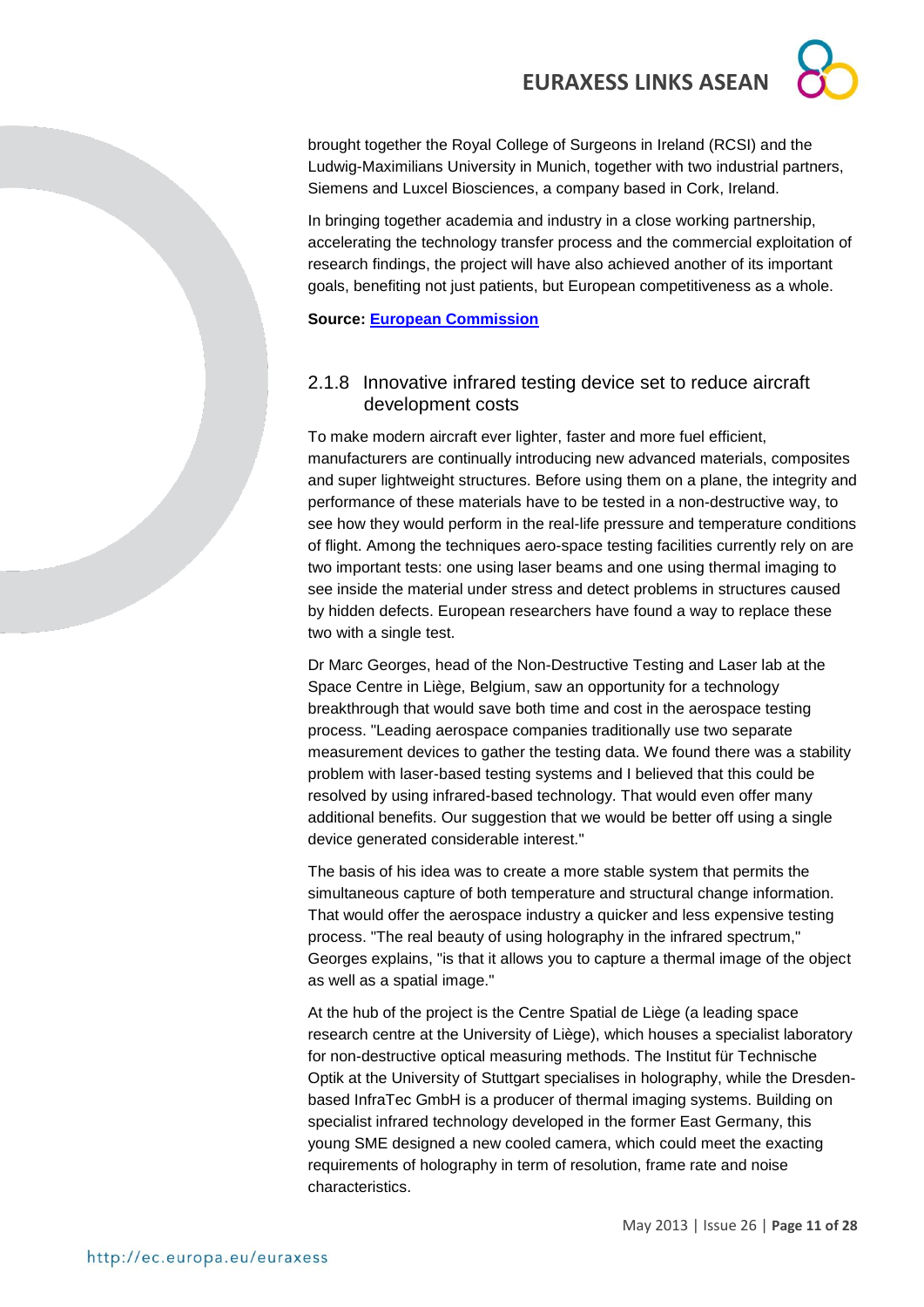brought together the Royal College of Surgeons in Ireland (RCSI) and the Ludwig-Maximilians University in Munich, together with two industrial partners, Siemens and Luxcel Biosciences, a company based in Cork, Ireland.

In bringing together academia and industry in a close working partnership, accelerating the technology transfer process and the commercial exploitation of research findings, the project will have also achieved another of its important goals, benefiting not just patients, but European competitiveness as a whole.

**Source: European Commission**

### 2.1.8 Innovative infrared testing device set to reduce aircraft development costs

To make modern aircraft ever lighter, faster and more fuel efficient, manufacturers are continually introducing new advanced materials, composites and super lightweight structures. Before using them on a plane, the integrity and performance of these materials have to be tested in a non-destructive way, to see how they would perform in the real-life pressure and temperature conditions of flight. Among the techniques aero-space testing facilities currently rely on are two important tests: one using laser beams and one using thermal imaging to see inside the material under stress and detect problems in structures caused by hidden defects. European researchers have found a way to replace these two with a single test.

Dr Marc Georges, head of the Non-Destructive Testing and Laser lab at the Space Centre in Liège, Belgium, saw an opportunity for a technology breakthrough that would save both time and cost in the aerospace testing process. "Leading aerospace companies traditionally use two separate measurement devices to gather the testing data. We found there was a stability problem with laser-based testing systems and I believed that this could be resolved by using infrared-based technology. That would even offer many additional benefits. Our suggestion that we would be better off using a single device generated considerable interest."

The basis of his idea was to create a more stable system that permits the simultaneous capture of both temperature and structural change information. That would offer the aerospace industry a quicker and less expensive testing process. "The real beauty of using holography in the infrared spectrum," Georges explains, "is that it allows you to capture a thermal image of the object as well as a spatial image."

At the hub of the project is the Centre Spatial de Liège (a leading space research centre at the University of Liège), which houses a specialist laboratory for non-destructive optical measuring methods. The Institut für Technische Optik at the University of Stuttgart specialises in holography, while the Dresden-based InfraTec GmbH is a producer of thermal imaging systems. Building on specialist infrared technology developed in the former East Germany, this young SME designed a new cooled camera, which could meet the exacting requirements of holography in term of resolution, frame rate and noise characteristics.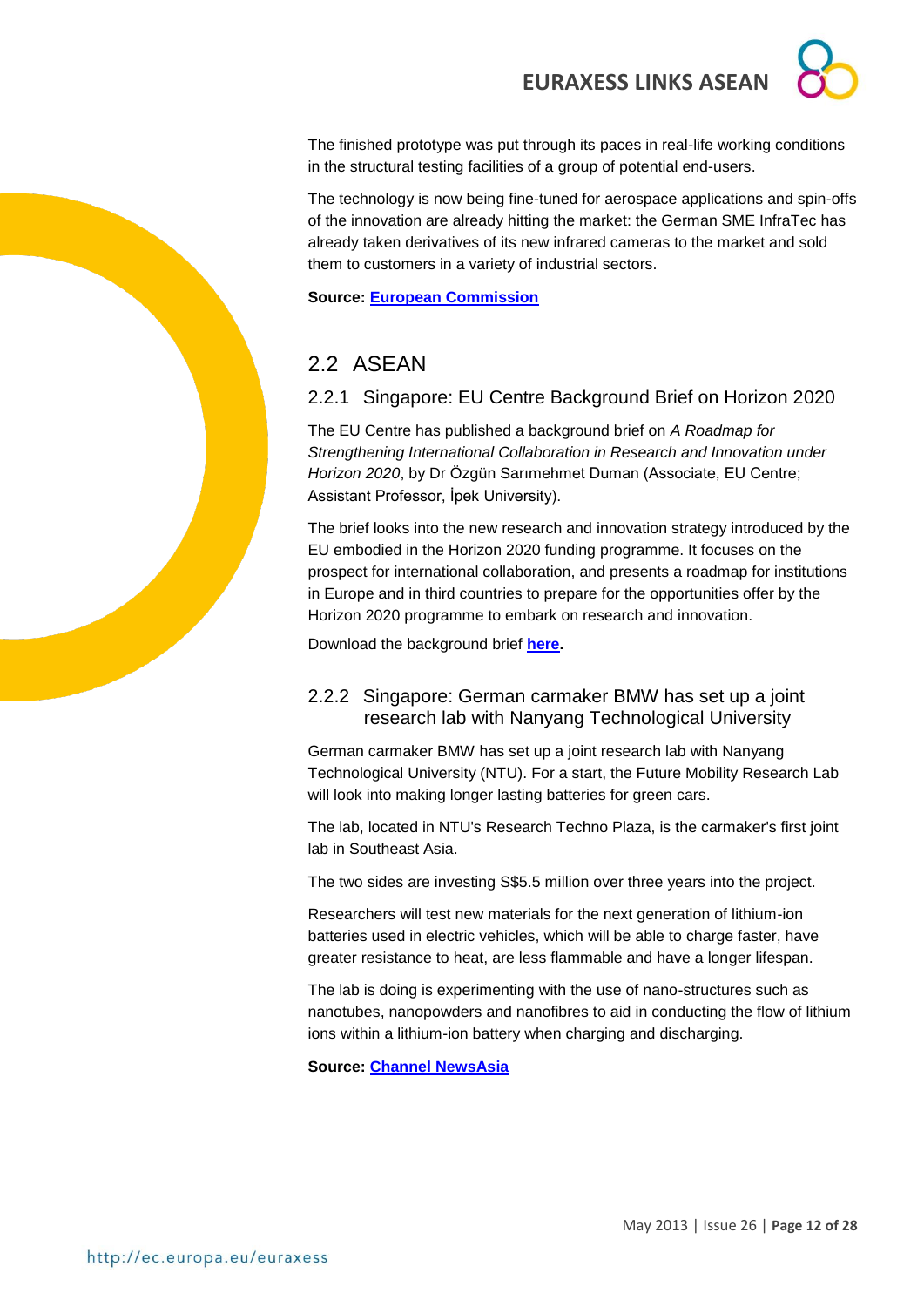The finished prototype was put through its paces in real-life working conditions in the structural testing facilities of a group of potential end-users.

The technology is now being fine-tuned for aerospace applications and spin-offs of the innovation are already hitting the market: the German SME InfraTec has already taken derivatives of its new infrared cameras to the market and sold them to customers in a variety of industrial sectors.

**Source: European Commission**

## 2.2 ASEAN

### 2.2.1 Singapore: EU Centre Background Brief on Horizon 2020

The EU Centre has published a background brief on *A Roadmap for Strengthening International Collaboration in Research and Innovation under Horizon 2020*, by Dr Özgün Sarımehmet Duman (Associate, EU Centre; Assistant Professor, İpek University).

The brief looks into the new research and innovation strategy introduced by the EU embodied in the Horizon 2020 funding programme. It focuses on the prospect for international collaboration, and presents a roadmap for institutions in Europe and in third countries to prepare for the opportunities offer by the Horizon 2020 programme to embark on research and innovation.

Download the background brief **here.**

### 2.2.2 Singapore: German carmaker BMW has set up a joint research lab with Nanyang Technological University

German carmaker BMW has set up a joint research lab with Nanyang Technological University (NTU). For a start, the Future Mobility Research Lab will look into making longer lasting batteries for green cars.

The lab, located in NTU's Research Techno Plaza, is the carmaker's first joint lab in Southeast Asia.

The two sides are investing S$5.5 million over three years into the project.

Researchers will test new materials for the next generation of lithium-ion batteries used in electric vehicles, which will be able to charge faster, have greater resistance to heat, are less flammable and have a longer lifespan.

The lab is doing is experimenting with the use of nano-structures such as nanotubes, nanopowders and nanofibres to aid in conducting the flow of lithium ions within a lithium-ion battery when charging and discharging.

**Source: Channel NewsAsia**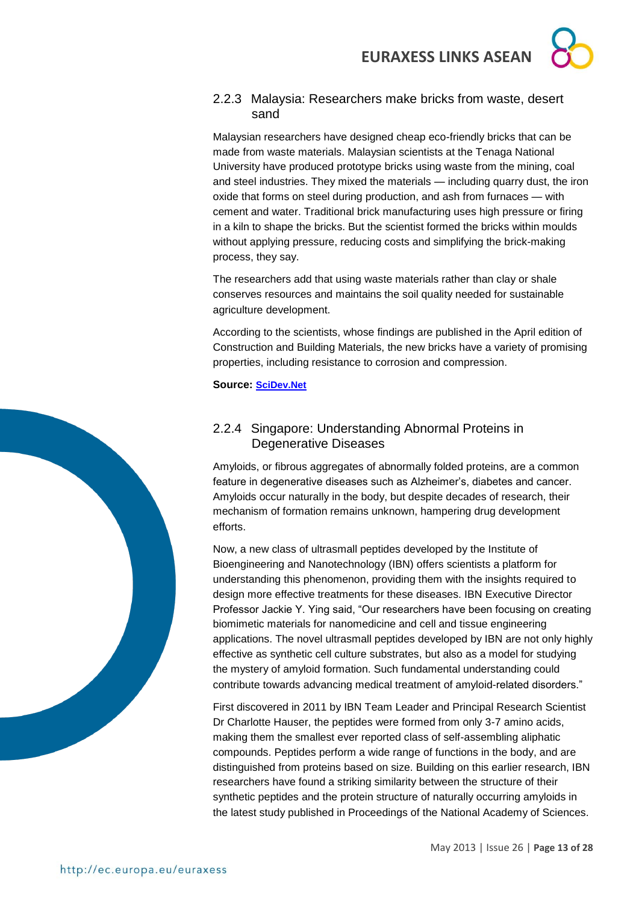### 2.2.3 Malaysia: Researchers make bricks from waste, desert sand

Malaysian researchers have designed cheap eco-friendly bricks that can be made from waste materials. Malaysian scientists at the Tenaga National University have produced prototype bricks using waste from the mining, coal and steel industries. They mixed the materials — including quarry dust, the iron oxide that forms on steel during production, and ash from furnaces — with cement and water. Traditional brick manufacturing uses high pressure or firing in a kiln to shape the bricks. But the scientist formed the bricks within moulds without applying pressure, reducing costs and simplifying the brick-making process, they say.

The researchers add that using waste materials rather than clay or shale conserves resources and maintains the soil quality needed for sustainable agriculture development.

According to the scientists, whose findings are published in the April edition of Construction and Building Materials, the new bricks have a variety of promising properties, including resistance to corrosion and compression.

**Source:** SciDev.Net

### 2.2.4 Singapore: Understanding Abnormal Proteins in Degenerative Diseases

Amyloids, or fibrous aggregates of abnormally folded proteins, are a common feature in degenerative diseases such as Alzheimer's, diabetes and cancer. Amyloids occur naturally in the body, but despite decades of research, their mechanism of formation remains unknown, hampering drug development efforts.

Now, a new class of ultrasmall peptides developed by the Institute of Bioengineering and Nanotechnology (IBN) offers scientists a platform for understanding this phenomenon, providing them with the insights required to design more effective treatments for these diseases. IBN Executive Director Professor Jackie Y. Ying said, "Our researchers have been focusing on creating biomimetic materials for nanomedicine and cell and tissue engineering applications. The novel ultrasmall peptides developed by IBN are not only highly effective as synthetic cell culture substrates, but also as a model for studying the mystery of amyloid formation. Such fundamental understanding could contribute towards advancing medical treatment of amyloid-related disorders."

First discovered in 2011 by IBN Team Leader and Principal Research Scientist Dr Charlotte Hauser, the peptides were formed from only 3-7 amino acids, making them the smallest ever reported class of self-assembling aliphatic compounds. Peptides perform a wide range of functions in the body, and are distinguished from proteins based on size. Building on this earlier research, IBN researchers have found a striking similarity between the structure of their synthetic peptides and the protein structure of naturally occurring amyloids in the latest study published in Proceedings of the National Academy of Sciences.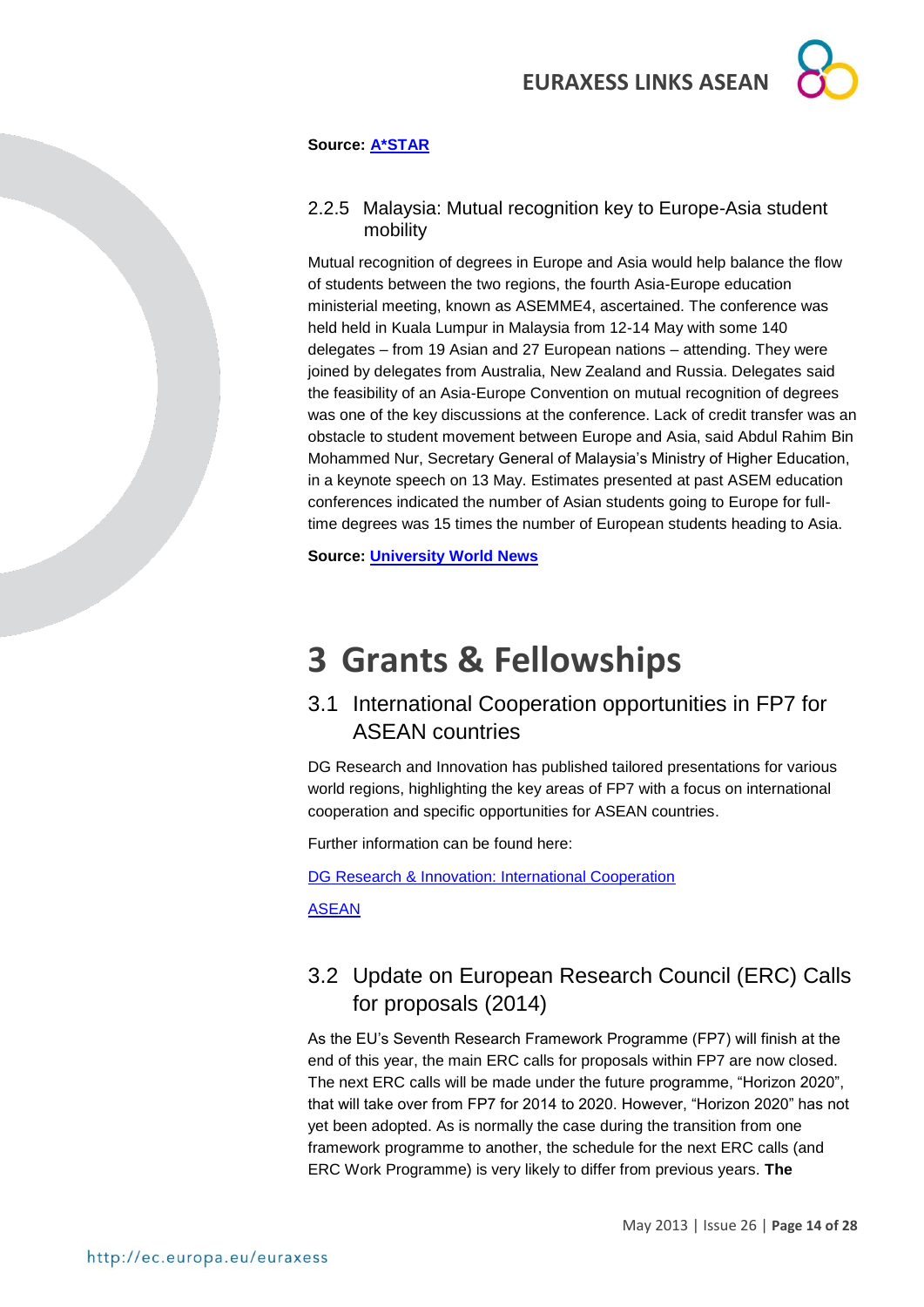**Source: [A*STAR]()**

### 2.2.5 Malaysia: Mutual recognition key to Europe-Asia student mobility

Mutual recognition of degrees in Europe and Asia would help balance the flow of students between the two regions, the fourth Asia-Europe education ministerial meeting, known as ASEMME4, ascertained. The conference was held held in Kuala Lumpur in Malaysia from 12-14 May with some 140 delegates – from 19 Asian and 27 European nations – attending. They were joined by delegates from Australia, New Zealand and Russia. Delegates said the feasibility of an Asia-Europe Convention on mutual recognition of degrees was one of the key discussions at the conference. Lack of credit transfer was an obstacle to student movement between Europe and Asia, said Abdul Rahim Bin Mohammed Nur, Secretary General of Malaysia's Ministry of Higher Education, in a keynote speech on 13 May. Estimates presented at past ASEM education conferences indicated the number of Asian students going to Europe for full-time degrees was 15 times the number of European students heading to Asia.

**Source: [University World News]()**

# 3 Grants & Fellowships

## 3.1 International Cooperation opportunities in FP7 for ASEAN countries

DG Research and Innovation has published tailored presentations for various world regions, highlighting the key areas of FP7 with a focus on international cooperation and specific opportunities for ASEAN countries.

Further information can be found here:

[DG Research & Innovation: International Cooperation]()

[ASEAN]()

## 3.2 Update on European Research Council (ERC) Calls for proposals (2014)

As the EU's Seventh Research Framework Programme (FP7) will finish at the end of this year, the main ERC calls for proposals within FP7 are now closed. The next ERC calls will be made under the future programme, "Horizon 2020", that will take over from FP7 for 2014 to 2020. However, "Horizon 2020" has not yet been adopted. As is normally the case during the transition from one framework programme to another, the schedule for the next ERC calls (and ERC Work Programme) is very likely to differ from previous years. **The**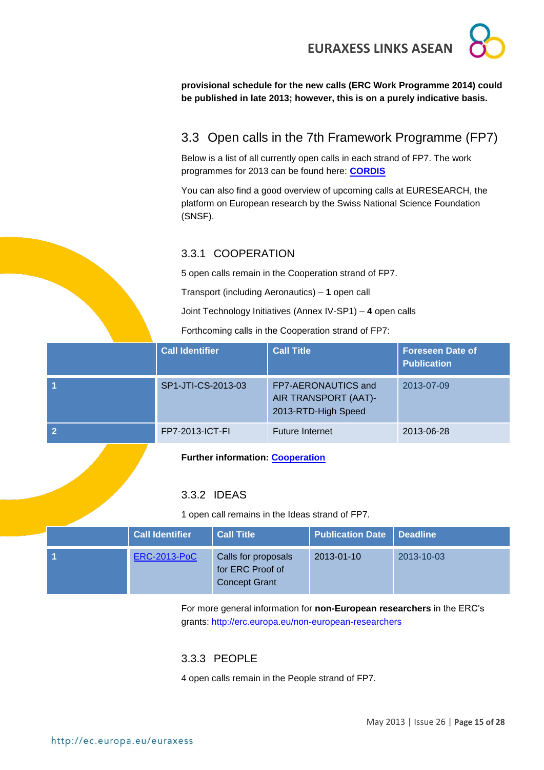**provisional schedule for the new calls (ERC Work Programme 2014) could be published in late 2013; however, this is on a purely indicative basis.**

## 3.3 Open calls in the 7th Framework Programme (FP7)

Below is a list of all currently open calls in each strand of FP7. The work programmes for 2013 can be found here: **[CORDIS]**

You can also find a good overview of upcoming calls at EURESEARCH, the platform on European research by the Swiss National Science Foundation (SNSF).

### 3.3.1 COOPERATION

5 open calls remain in the Cooperation strand of FP7.

Transport (including Aeronautics) – **1** open call

Joint Technology Initiatives (Annex IV-SP1) – **4** open calls

Forthcoming calls in the Cooperation strand of FP7:

| | Call Identifier | Call Title | Foreseen Date of Publication |
|---|---|---|---|
| 1 | SP1-JTI-CS-2013-03 | FP7-AERONAUTICS and AIR TRANSPORT (AAT)-2013-RTD-High Speed | 2013-07-09 |
| 2 | FP7-2013-ICT-FI | Future Internet | 2013-06-28 |

**Further information: [Cooperation]**

### 3.3.2 IDEAS

1 open call remains in the Ideas strand of FP7.

| | Call Identifier | Call Title | Publication Date | Deadline |
|---|---|---|---|---|
| 1 | [ERC-2013-PoC] | Calls for proposals for ERC Proof of Concept Grant | 2013-01-10 | 2013-10-03 |

For more general information for **non-European researchers** in the ERC's grants: http://erc.europa.eu/non-european-researchers

### 3.3.3 PEOPLE

4 open calls remain in the People strand of FP7.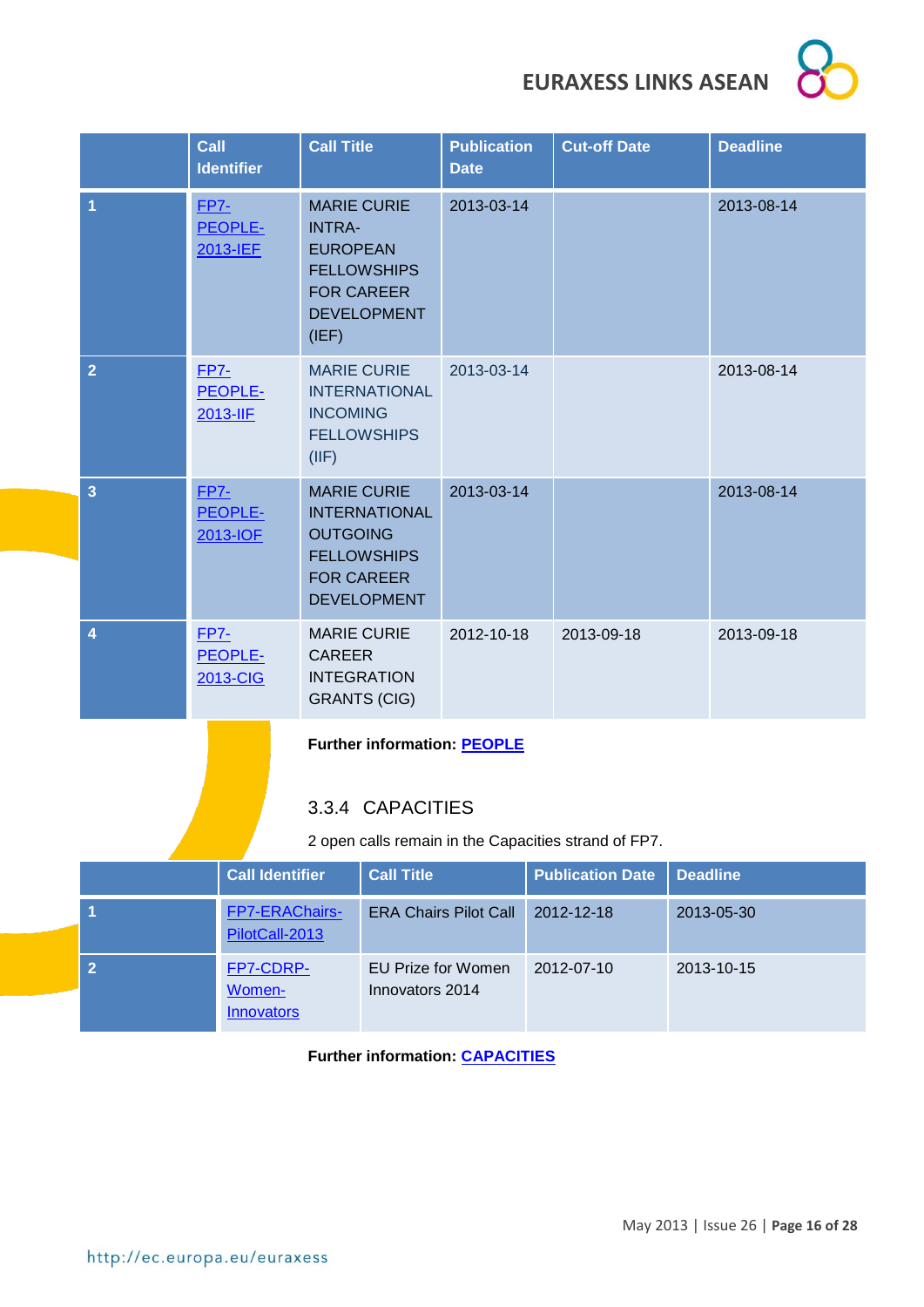| | Call Identifier | Call Title | Publication Date | Cut-off Date | Deadline |
|---|---|---|---|---|---|
| 1 | FP7-PEOPLE-2013-IEF | MARIE CURIE INTRA-EUROPEAN FELLOWSHIPS FOR CAREER DEVELOPMENT (IEF) | 2013-03-14 | | 2013-08-14 |
| 2 | FP7-PEOPLE-2013-IIF | MARIE CURIE INTERNATIONAL INCOMING FELLOWSHIPS (IIF) | 2013-03-14 | | 2013-08-14 |
| 3 | FP7-PEOPLE-2013-IOF | MARIE CURIE INTERNATIONAL OUTGOING FELLOWSHIPS FOR CAREER DEVELOPMENT | 2013-03-14 | | 2013-08-14 |
| 4 | FP7-PEOPLE-2013-CIG | MARIE CURIE CAREER INTEGRATION GRANTS (CIG) | 2012-10-18 | 2013-09-18 | 2013-09-18 |

**Further information: PEOPLE**

### 3.3.4 CAPACITIES

2 open calls remain in the Capacities strand of FP7.

| | Call Identifier | Call Title | Publication Date | Deadline |
|---|---|---|---|---|
| 1 | FP7-ERAChairs-PilotCall-2013 | ERA Chairs Pilot Call | 2012-12-18 | 2013-05-30 |
| 2 | FP7-CDRP-Women-Innovators | EU Prize for Women Innovators 2014 | 2012-07-10 | 2013-10-15 |

**Further information: CAPACITIES**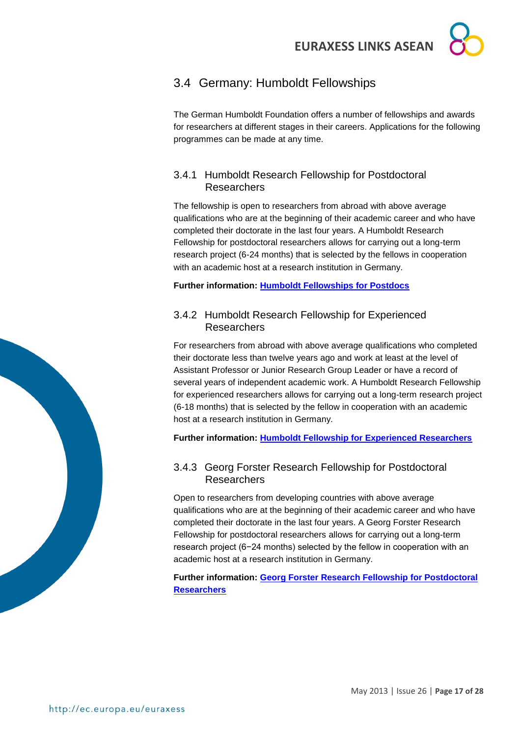## 3.4 Germany: Humboldt Fellowships

The German Humboldt Foundation offers a number of fellowships and awards for researchers at different stages in their careers. Applications for the following programmes can be made at any time.

### 3.4.1 Humboldt Research Fellowship for Postdoctoral Researchers

The fellowship is open to researchers from abroad with above average qualifications who are at the beginning of their academic career and who have completed their doctorate in the last four years. A Humboldt Research Fellowship for postdoctoral researchers allows for carrying out a long-term research project (6-24 months) that is selected by the fellows in cooperation with an academic host at a research institution in Germany.

**Further information: Humboldt Fellowships for Postdocs**

### 3.4.2 Humboldt Research Fellowship for Experienced Researchers

For researchers from abroad with above average qualifications who completed their doctorate less than twelve years ago and work at least at the level of Assistant Professor or Junior Research Group Leader or have a record of several years of independent academic work. A Humboldt Research Fellowship for experienced researchers allows for carrying out a long-term research project (6-18 months) that is selected by the fellow in cooperation with an academic host at a research institution in Germany.

**Further information: Humboldt Fellowship for Experienced Researchers**

### 3.4.3 Georg Forster Research Fellowship for Postdoctoral Researchers

Open to researchers from developing countries with above average qualifications who are at the beginning of their academic career and who have completed their doctorate in the last four years. A Georg Forster Research Fellowship for postdoctoral researchers allows for carrying out a long-term research project (6−24 months) selected by the fellow in cooperation with an academic host at a research institution in Germany.

**Further information: Georg Forster Research Fellowship for Postdoctoral Researchers**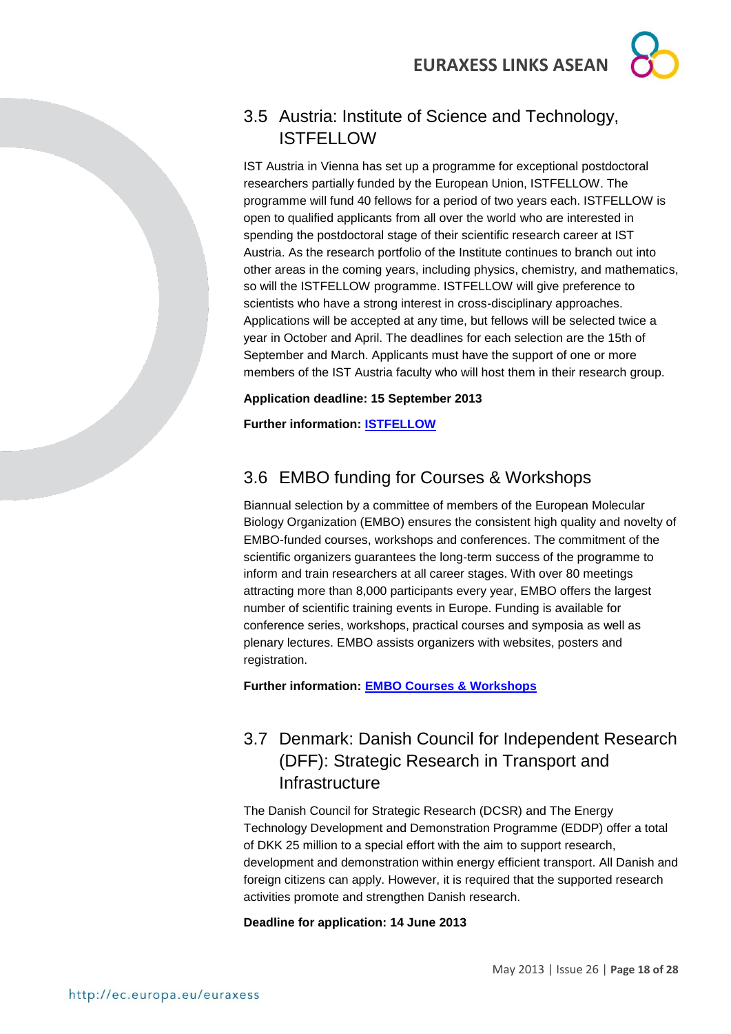## 3.5 Austria: Institute of Science and Technology, ISTFELLOW

IST Austria in Vienna has set up a programme for exceptional postdoctoral researchers partially funded by the European Union, ISTFELLOW. The programme will fund 40 fellows for a period of two years each. ISTFELLOW is open to qualified applicants from all over the world who are interested in spending the postdoctoral stage of their scientific research career at IST Austria. As the research portfolio of the Institute continues to branch out into other areas in the coming years, including physics, chemistry, and mathematics, so will the ISTFELLOW programme. ISTFELLOW will give preference to scientists who have a strong interest in cross-disciplinary approaches. Applications will be accepted at any time, but fellows will be selected twice a year in October and April. The deadlines for each selection are the 15th of September and March. Applicants must have the support of one or more members of the IST Austria faculty who will host them in their research group.

**Application deadline: 15 September 2013**

**Further information: ISTFELLOW**

## 3.6 EMBO funding for Courses & Workshops

Biannual selection by a committee of members of the European Molecular Biology Organization (EMBO) ensures the consistent high quality and novelty of EMBO-funded courses, workshops and conferences. The commitment of the scientific organizers guarantees the long-term success of the programme to inform and train researchers at all career stages. With over 80 meetings attracting more than 8,000 participants every year, EMBO offers the largest number of scientific training events in Europe. Funding is available for conference series, workshops, practical courses and symposia as well as plenary lectures. EMBO assists organizers with websites, posters and registration.

**Further information: EMBO Courses & Workshops**

## 3.7 Denmark: Danish Council for Independent Research (DFF): Strategic Research in Transport and Infrastructure

The Danish Council for Strategic Research (DCSR) and The Energy Technology Development and Demonstration Programme (EDDP) offer a total of DKK 25 million to a special effort with the aim to support research, development and demonstration within energy efficient transport. All Danish and foreign citizens can apply. However, it is required that the supported research activities promote and strengthen Danish research.

**Deadline for application: 14 June 2013**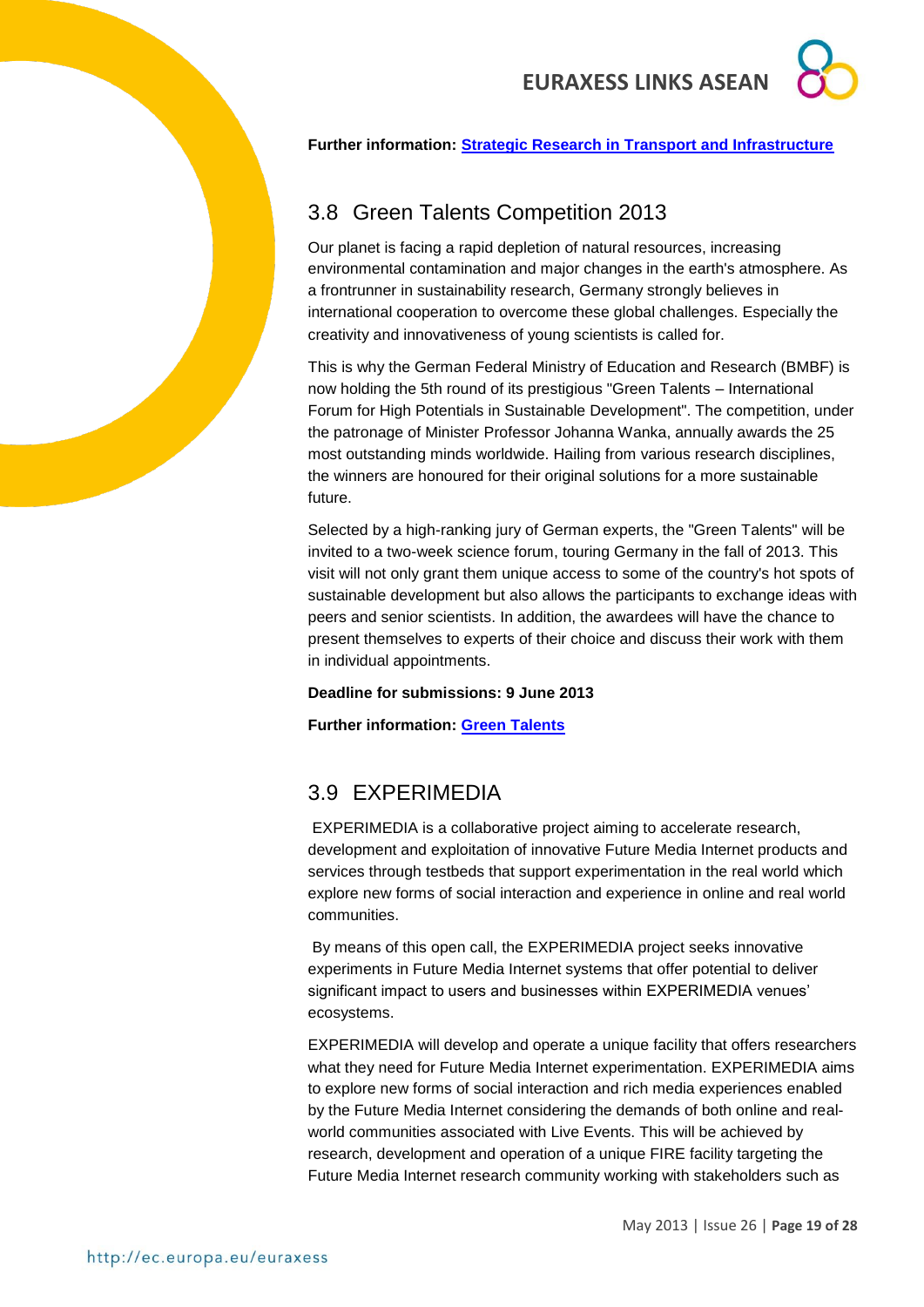**Further information: Strategic Research in Transport and Infrastructure**

## 3.8 Green Talents Competition 2013

Our planet is facing a rapid depletion of natural resources, increasing environmental contamination and major changes in the earth's atmosphere. As a frontrunner in sustainability research, Germany strongly believes in international cooperation to overcome these global challenges. Especially the creativity and innovativeness of young scientists is called for.

This is why the German Federal Ministry of Education and Research (BMBF) is now holding the 5th round of its prestigious "Green Talents – International Forum for High Potentials in Sustainable Development". The competition, under the patronage of Minister Professor Johanna Wanka, annually awards the 25 most outstanding minds worldwide. Hailing from various research disciplines, the winners are honoured for their original solutions for a more sustainable future.

Selected by a high-ranking jury of German experts, the "Green Talents" will be invited to a two-week science forum, touring Germany in the fall of 2013. This visit will not only grant them unique access to some of the country's hot spots of sustainable development but also allows the participants to exchange ideas with peers and senior scientists. In addition, the awardees will have the chance to present themselves to experts of their choice and discuss their work with them in individual appointments.

**Deadline for submissions: 9 June 2013**

**Further information: Green Talents**

## 3.9 EXPERIMEDIA

EXPERIMEDIA is a collaborative project aiming to accelerate research, development and exploitation of innovative Future Media Internet products and services through testbeds that support experimentation in the real world which explore new forms of social interaction and experience in online and real world communities.

By means of this open call, the EXPERIMEDIA project seeks innovative experiments in Future Media Internet systems that offer potential to deliver significant impact to users and businesses within EXPERIMEDIA venues' ecosystems.

EXPERIMEDIA will develop and operate a unique facility that offers researchers what they need for Future Media Internet experimentation. EXPERIMEDIA aims to explore new forms of social interaction and rich media experiences enabled by the Future Media Internet considering the demands of both online and real-world communities associated with Live Events. This will be achieved by research, development and operation of a unique FIRE facility targeting the Future Media Internet research community working with stakeholders such as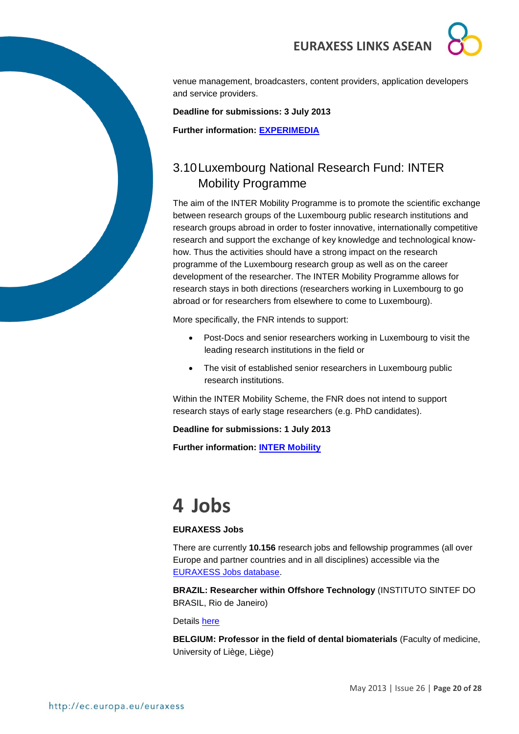venue management, broadcasters, content providers, application developers and service providers.

**Deadline for submissions: 3 July 2013**

**Further information: EXPERIMEDIA**

## 3.10 Luxembourg National Research Fund: INTER Mobility Programme

The aim of the INTER Mobility Programme is to promote the scientific exchange between research groups of the Luxembourg public research institutions and research groups abroad in order to foster innovative, internationally competitive research and support the exchange of key knowledge and technological know-how. Thus the activities should have a strong impact on the research programme of the Luxembourg research group as well as on the career development of the researcher. The INTER Mobility Programme allows for research stays in both directions (researchers working in Luxembourg to go abroad or for researchers from elsewhere to come to Luxembourg).

More specifically, the FNR intends to support:

- Post-Docs and senior researchers working in Luxembourg to visit the leading research institutions in the field or
- The visit of established senior researchers in Luxembourg public research institutions.

Within the INTER Mobility Scheme, the FNR does not intend to support research stays of early stage researchers (e.g. PhD candidates).

**Deadline for submissions: 1 July 2013**

**Further information: INTER Mobility**

# 4 Jobs

**EURAXESS Jobs**

There are currently **10.156** research jobs and fellowship programmes (all over Europe and partner countries and in all disciplines) accessible via the EURAXESS Jobs database.

**BRAZIL: Researcher within Offshore Technology** (INSTITUTO SINTEF DO BRASIL, Rio de Janeiro)

Details here

**BELGIUM: Professor in the field of dental biomaterials** (Faculty of medicine, University of Liège, Liège)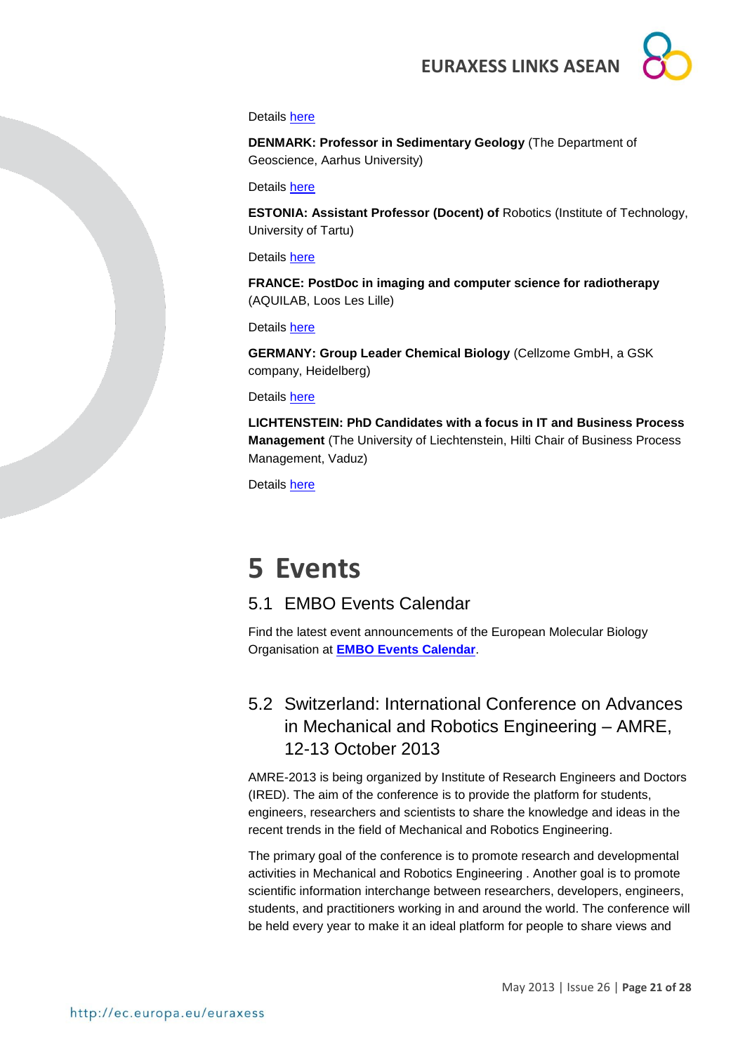Details here

**DENMARK: Professor in Sedimentary Geology** (The Department of Geoscience, Aarhus University)

Details here

**ESTONIA: Assistant Professor (Docent) of** Robotics (Institute of Technology, University of Tartu)

Details here

**FRANCE: PostDoc in imaging and computer science for radiotherapy** (AQUILAB, Loos Les Lille)

Details here

**GERMANY: Group Leader Chemical Biology** (Cellzome GmbH, a GSK company, Heidelberg)

Details here

**LICHTENSTEIN: PhD Candidates with a focus in IT and Business Process Management** (The University of Liechtenstein, Hilti Chair of Business Process Management, Vaduz)

Details here

# 5 Events

## 5.1 EMBO Events Calendar

Find the latest event announcements of the European Molecular Biology Organisation at **EMBO Events Calendar**.

## 5.2 Switzerland: International Conference on Advances in Mechanical and Robotics Engineering – AMRE, 12-13 October 2013

AMRE-2013 is being organized by Institute of Research Engineers and Doctors (IRED). The aim of the conference is to provide the platform for students, engineers, researchers and scientists to share the knowledge and ideas in the recent trends in the field of Mechanical and Robotics Engineering.

The primary goal of the conference is to promote research and developmental activities in Mechanical and Robotics Engineering . Another goal is to promote scientific information interchange between researchers, developers, engineers, students, and practitioners working in and around the world. The conference will be held every year to make it an ideal platform for people to share views and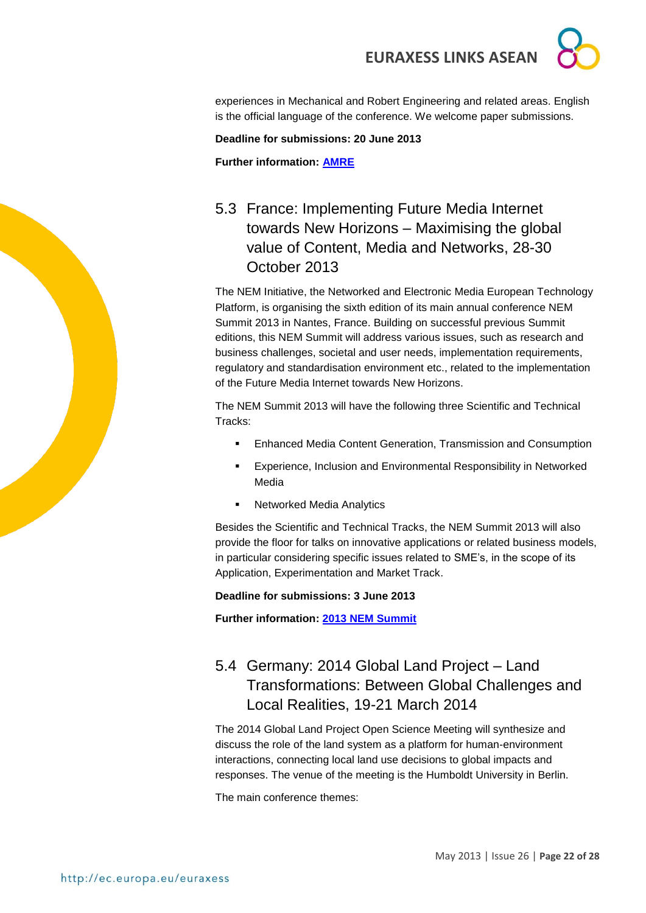experiences in Mechanical and Robert Engineering and related areas. English is the official language of the conference. We welcome paper submissions.

**Deadline for submissions: 20 June 2013**

**Further information: [AMRE]**

## 5.3 France: Implementing Future Media Internet towards New Horizons – Maximising the global value of Content, Media and Networks, 28-30 October 2013

The NEM Initiative, the Networked and Electronic Media European Technology Platform, is organising the sixth edition of its main annual conference NEM Summit 2013 in Nantes, France. Building on successful previous Summit editions, this NEM Summit will address various issues, such as research and business challenges, societal and user needs, implementation requirements, regulatory and standardisation environment etc., related to the implementation of the Future Media Internet towards New Horizons.

The NEM Summit 2013 will have the following three Scientific and Technical Tracks:

- Enhanced Media Content Generation, Transmission and Consumption
- Experience, Inclusion and Environmental Responsibility in Networked Media
- Networked Media Analytics

Besides the Scientific and Technical Tracks, the NEM Summit 2013 will also provide the floor for talks on innovative applications or related business models, in particular considering specific issues related to SME's, in the scope of its Application, Experimentation and Market Track.

**Deadline for submissions: 3 June 2013**

**Further information: [2013 NEM Summit]**

## 5.4 Germany: 2014 Global Land Project – Land Transformations: Between Global Challenges and Local Realities, 19-21 March 2014

The 2014 Global Land Project Open Science Meeting will synthesize and discuss the role of the land system as a platform for human-environment interactions, connecting local land use decisions to global impacts and responses. The venue of the meeting is the Humboldt University in Berlin.

The main conference themes: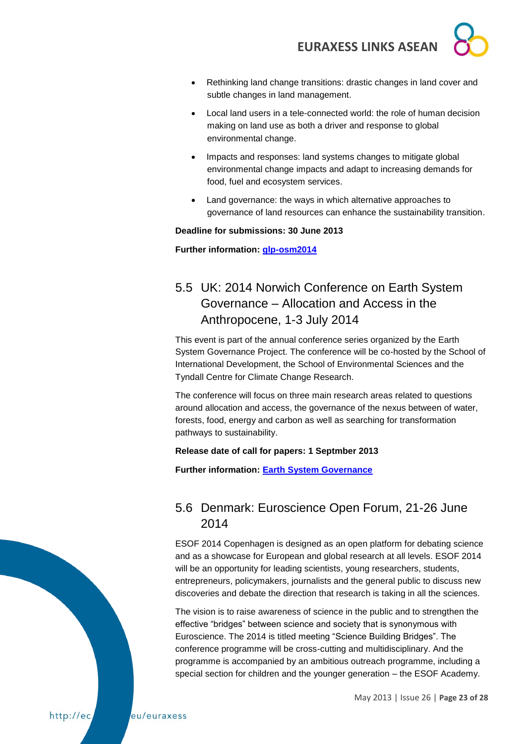- Rethinking land change transitions: drastic changes in land cover and subtle changes in land management.
- Local land users in a tele-connected world: the role of human decision making on land use as both a driver and response to global environmental change.
- Impacts and responses: land systems changes to mitigate global environmental change impacts and adapt to increasing demands for food, fuel and ecosystem services.
- Land governance: the ways in which alternative approaches to governance of land resources can enhance the sustainability transition.

**Deadline for submissions: 30 June 2013**

**Further information: glp-osm2014**

## 5.5 UK: 2014 Norwich Conference on Earth System Governance – Allocation and Access in the Anthropocene, 1-3 July 2014

This event is part of the annual conference series organized by the Earth System Governance Project. The conference will be co-hosted by the School of International Development, the School of Environmental Sciences and the Tyndall Centre for Climate Change Research.

The conference will focus on three main research areas related to questions around allocation and access, the governance of the nexus between of water, forests, food, energy and carbon as well as searching for transformation pathways to sustainability.

**Release date of call for papers: 1 Septmber 2013**

**Further information: Earth System Governance**

## 5.6 Denmark: Euroscience Open Forum, 21-26 June 2014

ESOF 2014 Copenhagen is designed as an open platform for debating science and as a showcase for European and global research at all levels. ESOF 2014 will be an opportunity for leading scientists, young researchers, students, entrepreneurs, policymakers, journalists and the general public to discuss new discoveries and debate the direction that research is taking in all the sciences.

The vision is to raise awareness of science in the public and to strengthen the effective "bridges" between science and society that is synonymous with Euroscience. The 2014 is titled meeting "Science Building Bridges". The conference programme will be cross-cutting and multidisciplinary. And the programme is accompanied by an ambitious outreach programme, including a special section for children and the younger generation – the ESOF Academy.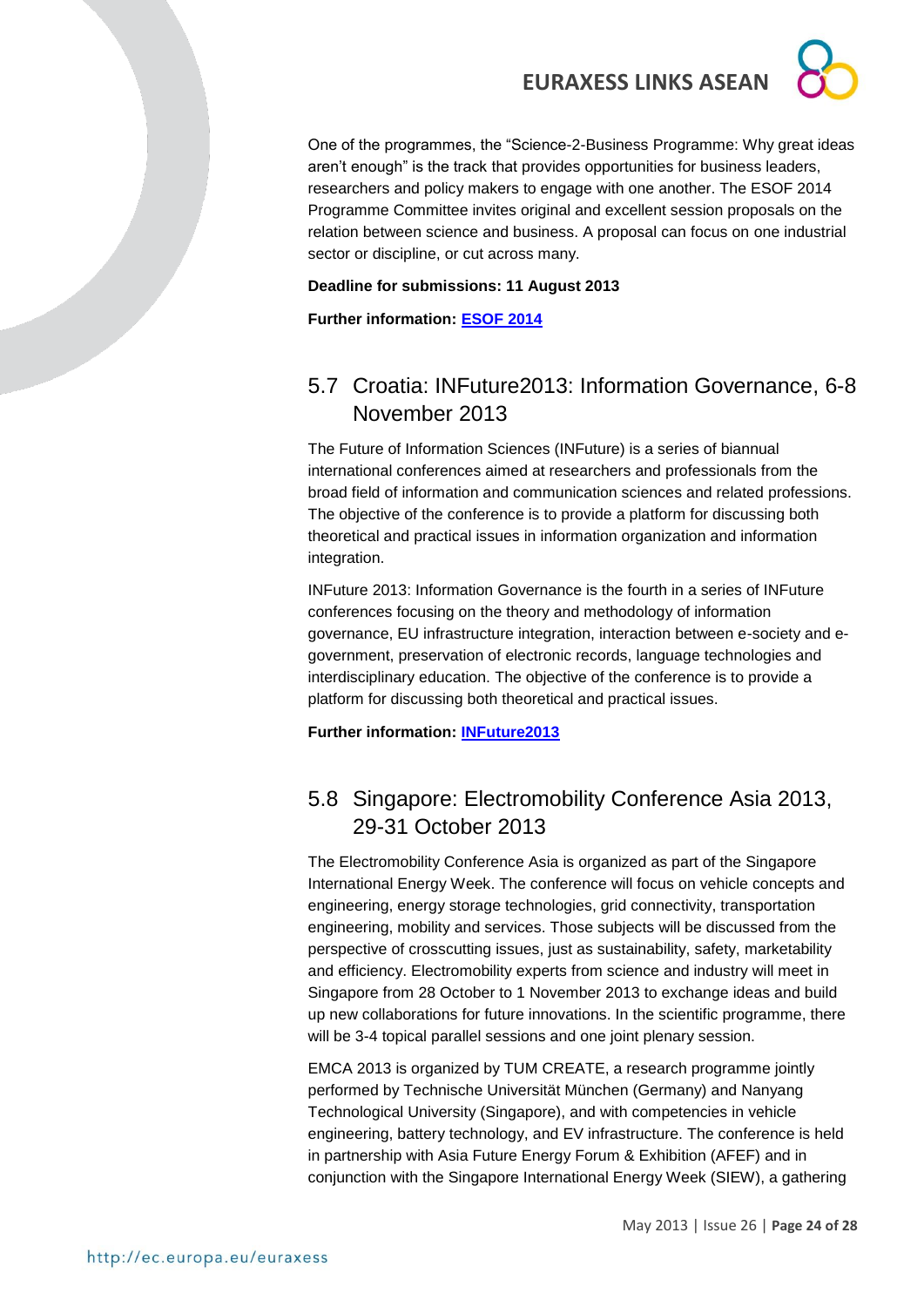One of the programmes, the "Science-2-Business Programme: Why great ideas aren't enough" is the track that provides opportunities for business leaders, researchers and policy makers to engage with one another. The ESOF 2014 Programme Committee invites original and excellent session proposals on the relation between science and business. A proposal can focus on one industrial sector or discipline, or cut across many.

**Deadline for submissions: 11 August 2013**

**Further information: ESOF 2014**

## 5.7 Croatia: INFuture2013: Information Governance, 6-8 November 2013

The Future of Information Sciences (INFuture) is a series of biannual international conferences aimed at researchers and professionals from the broad field of information and communication sciences and related professions. The objective of the conference is to provide a platform for discussing both theoretical and practical issues in information organization and information integration.

INFuture 2013: Information Governance is the fourth in a series of INFuture conferences focusing on the theory and methodology of information governance, EU infrastructure integration, interaction between e-society and e-government, preservation of electronic records, language technologies and interdisciplinary education. The objective of the conference is to provide a platform for discussing both theoretical and practical issues.

**Further information: INFuture2013**

## 5.8 Singapore: Electromobility Conference Asia 2013, 29-31 October 2013

The Electromobility Conference Asia is organized as part of the Singapore International Energy Week. The conference will focus on vehicle concepts and engineering, energy storage technologies, grid connectivity, transportation engineering, mobility and services. Those subjects will be discussed from the perspective of crosscutting issues, just as sustainability, safety, marketability and efficiency. Electromobility experts from science and industry will meet in Singapore from 28 October to 1 November 2013 to exchange ideas and build up new collaborations for future innovations. In the scientific programme, there will be 3-4 topical parallel sessions and one joint plenary session.

EMCA 2013 is organized by TUM CREATE, a research programme jointly performed by Technische Universität München (Germany) and Nanyang Technological University (Singapore), and with competencies in vehicle engineering, battery technology, and EV infrastructure. The conference is held in partnership with Asia Future Energy Forum & Exhibition (AFEF) and in conjunction with the Singapore International Energy Week (SIEW), a gathering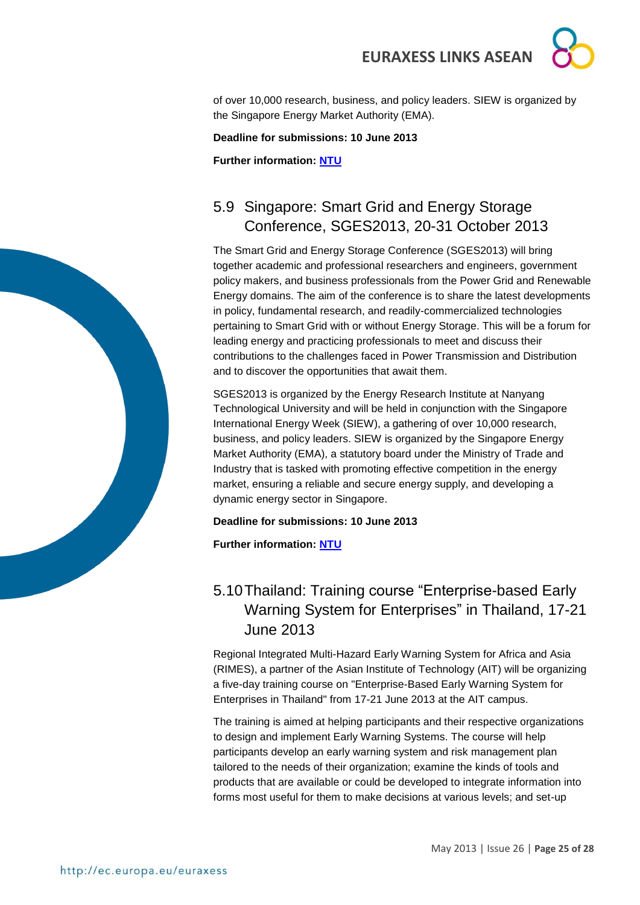of over 10,000 research, business, and policy leaders. SIEW is organized by the Singapore Energy Market Authority (EMA).

**Deadline for submissions: 10 June 2013**

**Further information: NTU**

## 5.9 Singapore: Smart Grid and Energy Storage Conference, SGES2013, 20-31 October 2013

The Smart Grid and Energy Storage Conference (SGES2013) will bring together academic and professional researchers and engineers, government policy makers, and business professionals from the Power Grid and Renewable Energy domains. The aim of the conference is to share the latest developments in policy, fundamental research, and readily-commercialized technologies pertaining to Smart Grid with or without Energy Storage. This will be a forum for leading energy and practicing professionals to meet and discuss their contributions to the challenges faced in Power Transmission and Distribution and to discover the opportunities that await them.

SGES2013 is organized by the Energy Research Institute at Nanyang Technological University and will be held in conjunction with the Singapore International Energy Week (SIEW), a gathering of over 10,000 research, business, and policy leaders. SIEW is organized by the Singapore Energy Market Authority (EMA), a statutory board under the Ministry of Trade and Industry that is tasked with promoting effective competition in the energy market, ensuring a reliable and secure energy supply, and developing a dynamic energy sector in Singapore.

**Deadline for submissions: 10 June 2013**

**Further information: NTU**

## 5.10 Thailand: Training course "Enterprise-based Early Warning System for Enterprises" in Thailand, 17-21 June 2013

Regional Integrated Multi-Hazard Early Warning System for Africa and Asia (RIMES), a partner of the Asian Institute of Technology (AIT) will be organizing a five-day training course on "Enterprise-Based Early Warning System for Enterprises in Thailand" from 17-21 June 2013 at the AIT campus.

The training is aimed at helping participants and their respective organizations to design and implement Early Warning Systems. The course will help participants develop an early warning system and risk management plan tailored to the needs of their organization; examine the kinds of tools and products that are available or could be developed to integrate information into forms most useful for them to make decisions at various levels; and set-up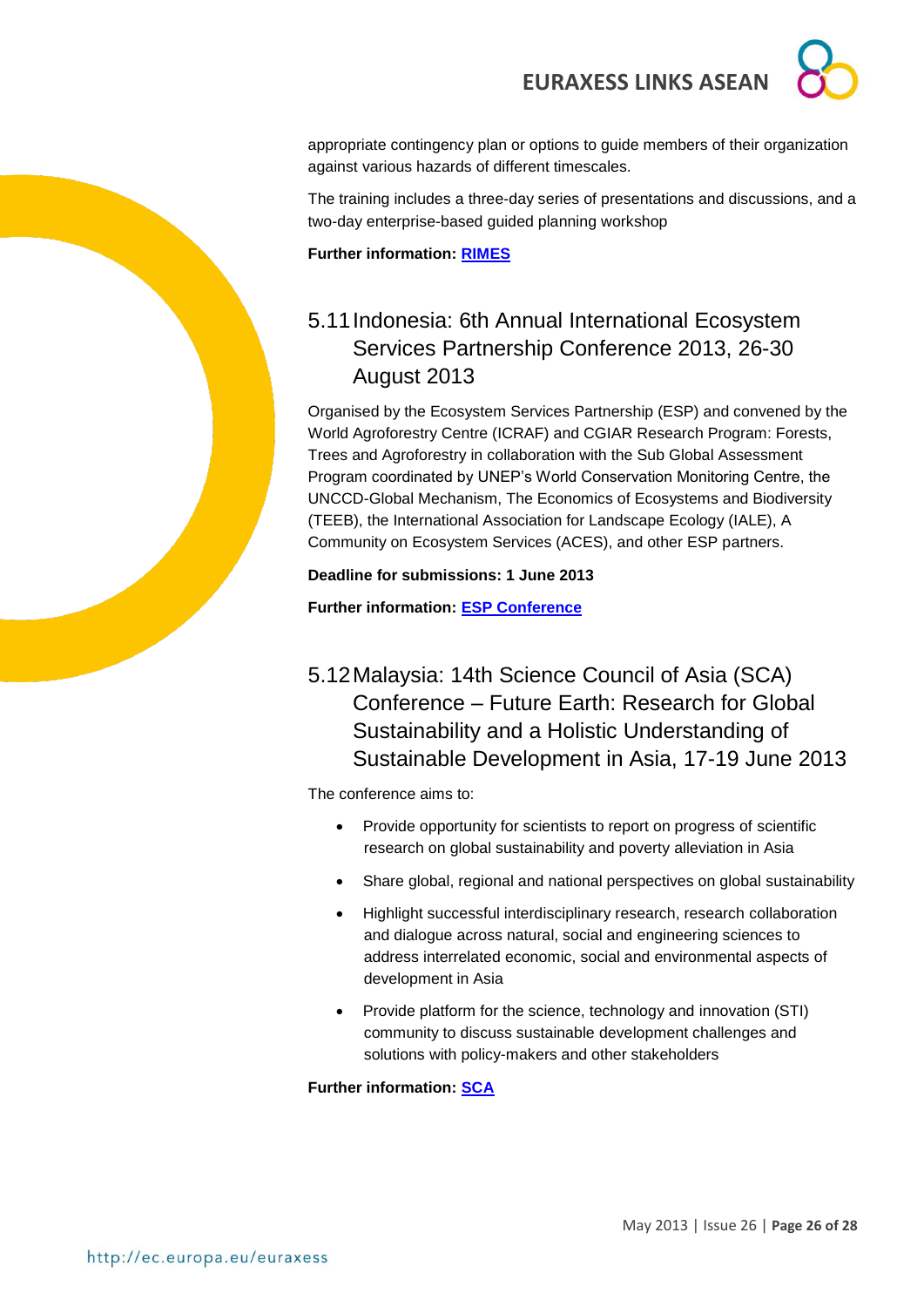appropriate contingency plan or options to guide members of their organization against various hazards of different timescales.

The training includes a three-day series of presentations and discussions, and a two-day enterprise-based guided planning workshop

**Further information: RIMES**

## 5.11 Indonesia: 6th Annual International Ecosystem Services Partnership Conference 2013, 26-30 August 2013

Organised by the Ecosystem Services Partnership (ESP) and convened by the World Agroforestry Centre (ICRAF) and CGIAR Research Program: Forests, Trees and Agroforestry in collaboration with the Sub Global Assessment Program coordinated by UNEP's World Conservation Monitoring Centre, the UNCCD-Global Mechanism, The Economics of Ecosystems and Biodiversity (TEEB), the International Association for Landscape Ecology (IALE), A Community on Ecosystem Services (ACES), and other ESP partners.

**Deadline for submissions: 1 June 2013**

**Further information: ESP Conference**

## 5.12 Malaysia: 14th Science Council of Asia (SCA) Conference – Future Earth: Research for Global Sustainability and a Holistic Understanding of Sustainable Development in Asia, 17-19 June 2013

The conference aims to:

- Provide opportunity for scientists to report on progress of scientific research on global sustainability and poverty alleviation in Asia
- Share global, regional and national perspectives on global sustainability
- Highlight successful interdisciplinary research, research collaboration and dialogue across natural, social and engineering sciences to address interrelated economic, social and environmental aspects of development in Asia
- Provide platform for the science, technology and innovation (STI) community to discuss sustainable development challenges and solutions with policy-makers and other stakeholders

**Further information: SCA**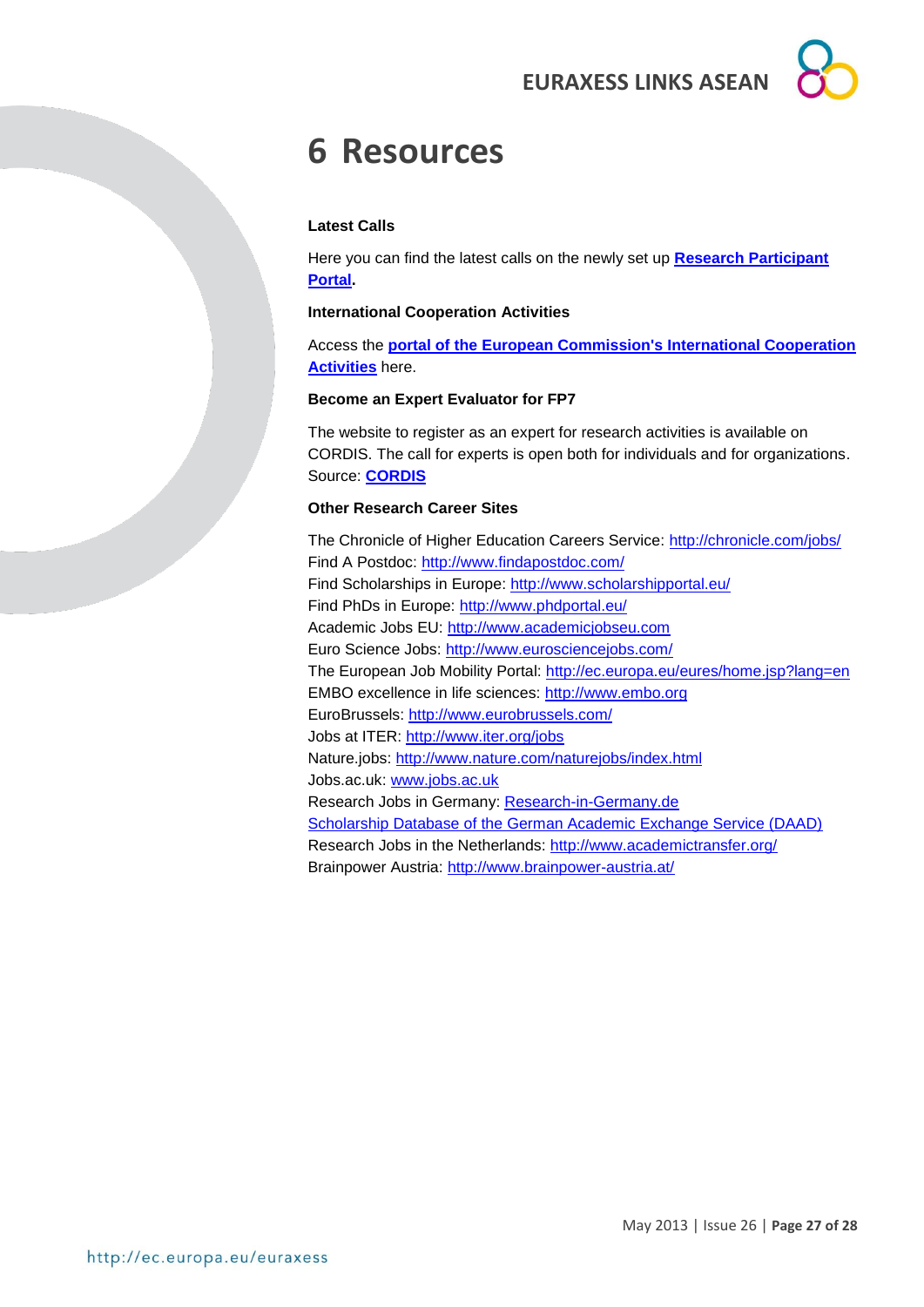# 6 Resources

**Latest Calls**

Here you can find the latest calls on the newly set up **Research Participant Portal**.

**International Cooperation Activities**

Access the **portal of the European Commission's International Cooperation Activities** here.

**Become an Expert Evaluator for FP7**

The website to register as an expert for research activities is available on CORDIS. The call for experts is open both for individuals and for organizations. Source: **CORDIS**

**Other Research Career Sites**

The Chronicle of Higher Education Careers Service: http://chronicle.com/jobs/
Find A Postdoc: http://www.findapostdoc.com/
Find Scholarships in Europe: http://www.scholarshipportal.eu/
Find PhDs in Europe: http://www.phdportal.eu/
Academic Jobs EU: http://www.academicjobseu.com
Euro Science Jobs: http://www.eurosciencejobs.com/
The European Job Mobility Portal: http://ec.europa.eu/eures/home.jsp?lang=en
EMBO excellence in life sciences: http://www.embo.org
EuroBrussels: http://www.eurobrussels.com/
Jobs at ITER: http://www.iter.org/jobs
Nature.jobs: http://www.nature.com/naturejobs/index.html
Jobs.ac.uk: www.jobs.ac.uk
Research Jobs in Germany: Research-in-Germany.de
Scholarship Database of the German Academic Exchange Service (DAAD)
Research Jobs in the Netherlands: http://www.academictransfer.org/
Brainpower Austria: http://www.brainpower-austria.at/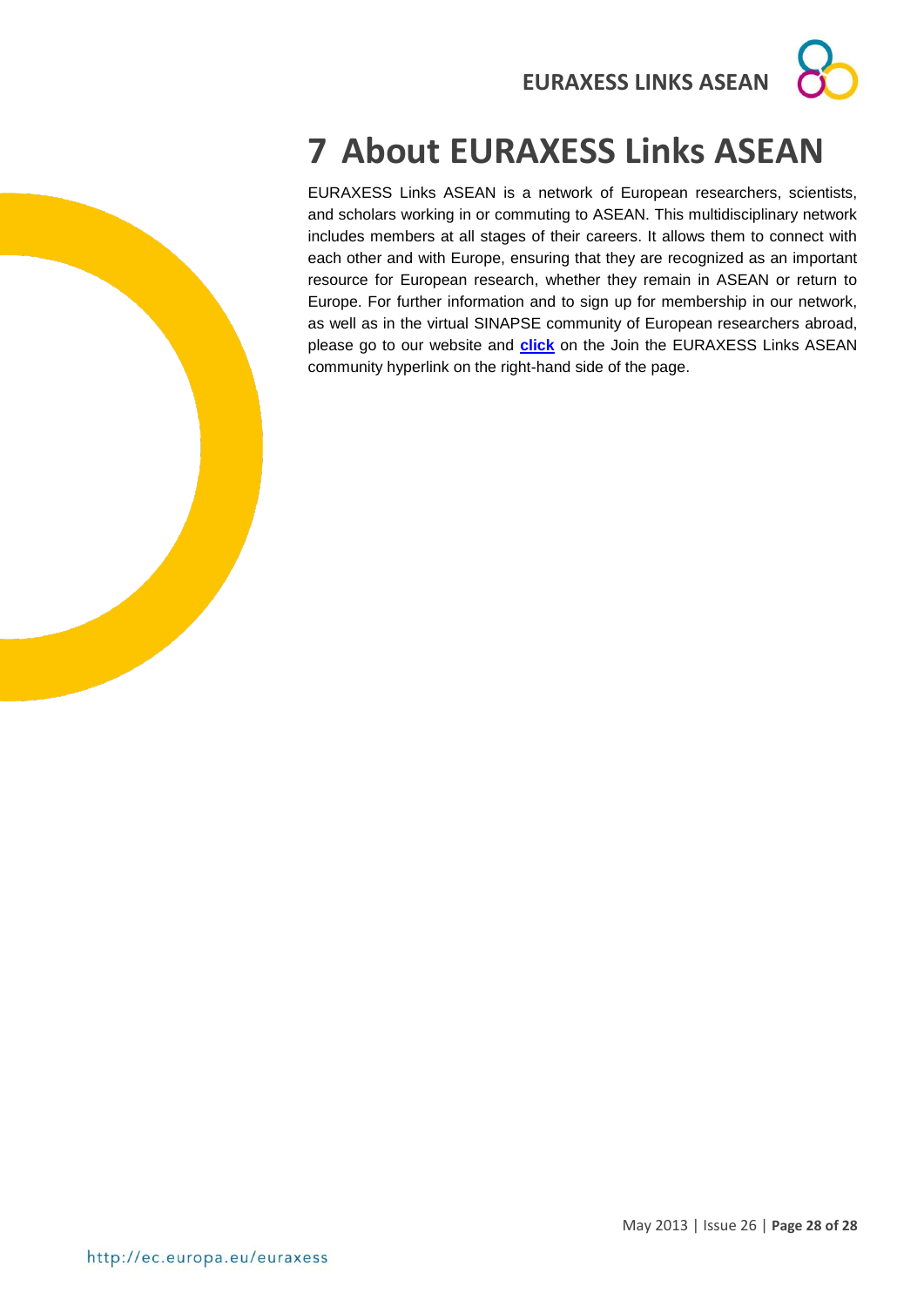# 7 About EURAXESS Links ASEAN

EURAXESS Links ASEAN is a network of European researchers, scientists, and scholars working in or commuting to ASEAN. This multidisciplinary network includes members at all stages of their careers. It allows them to connect with each other and with Europe, ensuring that they are recognized as an important resource for European research, whether they remain in ASEAN or return to Europe. For further information and to sign up for membership in our network, as well as in the virtual SINAPSE community of European researchers abroad, please go to our website and **click** on the Join the EURAXESS Links ASEAN community hyperlink on the right-hand side of the page.